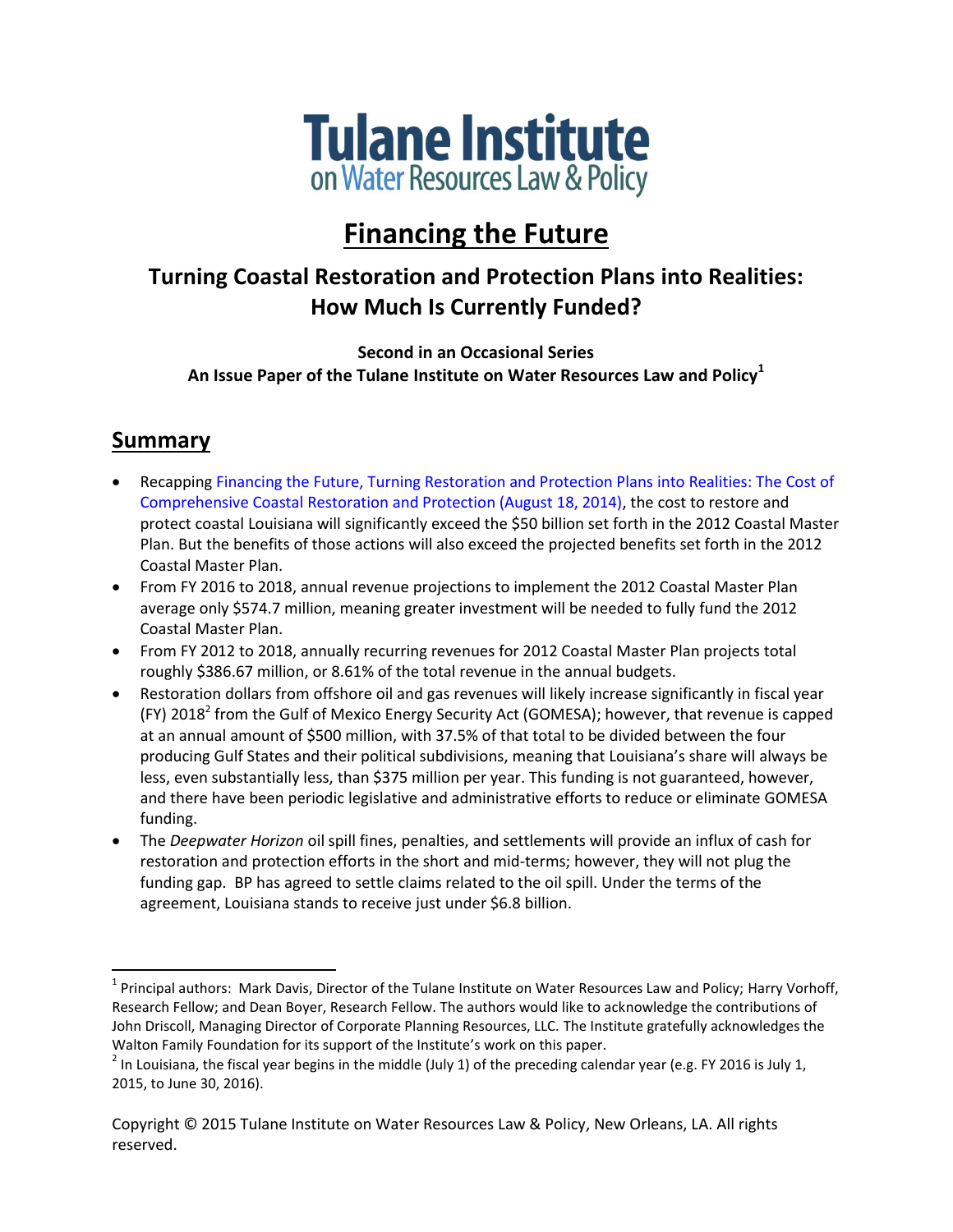# Tulane Institute on Water Resources Law & Policy

# Financing the Future

## Turning Coastal Restoration and Protection Plans into Realities: How Much Is Currently Funded?

**Second in an Occasional Series**
**An Issue Paper of the Tulane Institute on Water Resources Law and Policy[1]**

## Summary

- Recapping Financing the Future, Turning Restoration and Protection Plans into Realities: The Cost of Comprehensive Coastal Restoration and Protection (August 18, 2014), the cost to restore and protect coastal Louisiana will significantly exceed the $50 billion set forth in the 2012 Coastal Master Plan. But the benefits of those actions will also exceed the projected benefits set forth in the 2012 Coastal Master Plan.
- From FY 2016 to 2018, annual revenue projections to implement the 2012 Coastal Master Plan average only $574.7 million, meaning greater investment will be needed to fully fund the 2012 Coastal Master Plan.
- From FY 2012 to 2018, annually recurring revenues for 2012 Coastal Master Plan projects total roughly $386.67 million, or 8.61% of the total revenue in the annual budgets.
- Restoration dollars from offshore oil and gas revenues will likely increase significantly in fiscal year (FY) 2018[2] from the Gulf of Mexico Energy Security Act (GOMESA); however, that revenue is capped at an annual amount of $500 million, with 37.5% of that total to be divided between the four producing Gulf States and their political subdivisions, meaning that Louisiana's share will always be less, even substantially less, than $375 million per year. This funding is not guaranteed, however, and there have been periodic legislative and administrative efforts to reduce or eliminate GOMESA funding.
- The *Deepwater Horizon* oil spill fines, penalties, and settlements will provide an influx of cash for restoration and protection efforts in the short and mid-terms; however, they will not plug the funding gap. BP has agreed to settle claims related to the oil spill. Under the terms of the agreement, Louisiana stands to receive just under $6.8 billion.

---

[1] Principal authors: Mark Davis, Director of the Tulane Institute on Water Resources Law and Policy; Harry Vorhoff, Research Fellow; and Dean Boyer, Research Fellow. The authors would like to acknowledge the contributions of John Driscoll, Managing Director of Corporate Planning Resources, LLC. The Institute gratefully acknowledges the Walton Family Foundation for its support of the Institute's work on this paper.

[2] In Louisiana, the fiscal year begins in the middle (July 1) of the preceding calendar year (e.g. FY 2016 is July 1, 2015, to June 30, 2016).

Copyright © 2015 Tulane Institute on Water Resources Law & Policy, New Orleans, LA. All rights reserved.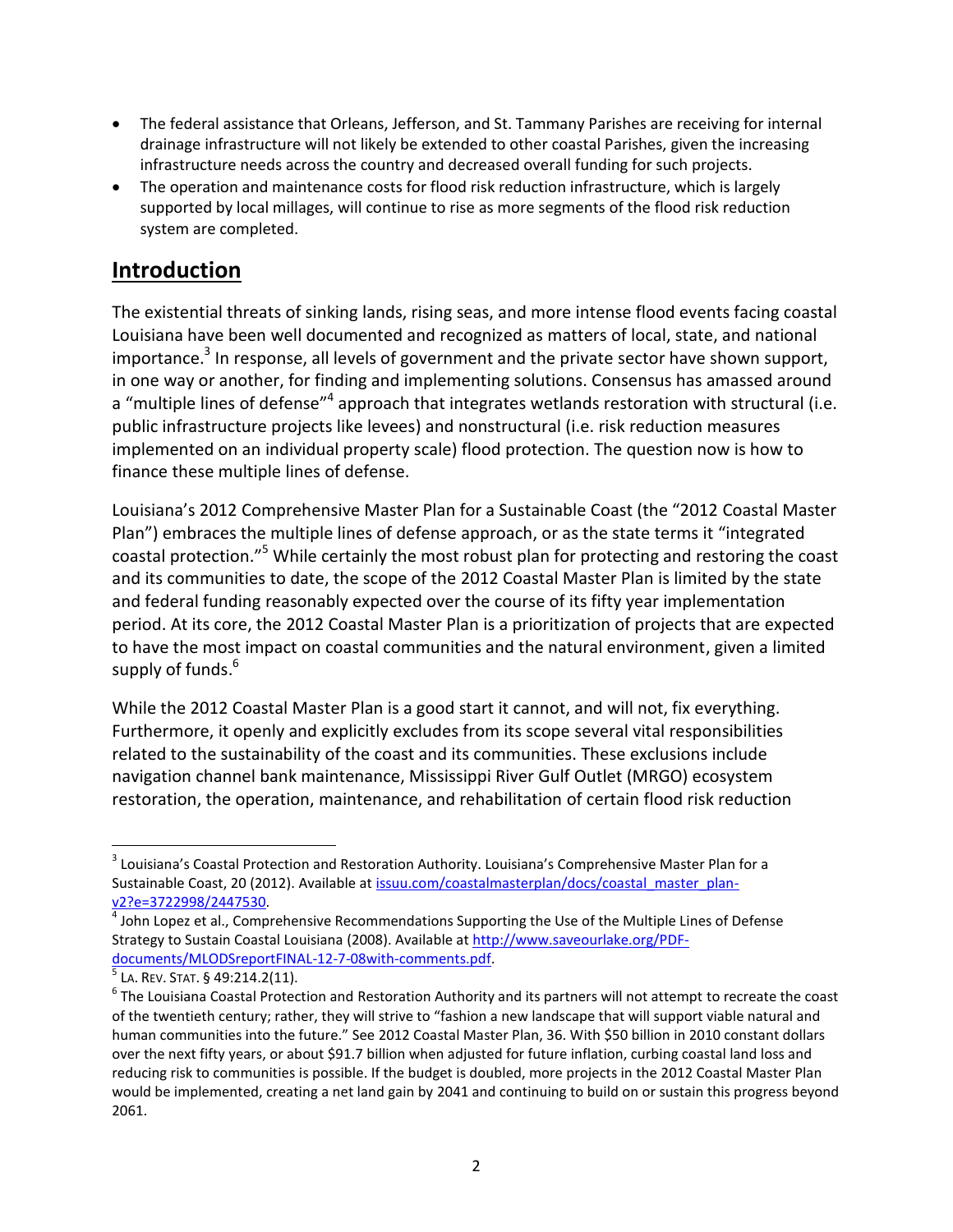- The federal assistance that Orleans, Jefferson, and St. Tammany Parishes are receiving for internal drainage infrastructure will not likely be extended to other coastal Parishes, given the increasing infrastructure needs across the country and decreased overall funding for such projects.
- The operation and maintenance costs for flood risk reduction infrastructure, which is largely supported by local millages, will continue to rise as more segments of the flood risk reduction system are completed.

## Introduction

The existential threats of sinking lands, rising seas, and more intense flood events facing coastal Louisiana have been well documented and recognized as matters of local, state, and national importance.[3] In response, all levels of government and the private sector have shown support, in one way or another, for finding and implementing solutions. Consensus has amassed around a "multiple lines of defense"[4] approach that integrates wetlands restoration with structural (i.e. public infrastructure projects like levees) and nonstructural (i.e. risk reduction measures implemented on an individual property scale) flood protection. The question now is how to finance these multiple lines of defense.

Louisiana's 2012 Comprehensive Master Plan for a Sustainable Coast (the "2012 Coastal Master Plan") embraces the multiple lines of defense approach, or as the state terms it "integrated coastal protection."[5] While certainly the most robust plan for protecting and restoring the coast and its communities to date, the scope of the 2012 Coastal Master Plan is limited by the state and federal funding reasonably expected over the course of its fifty year implementation period. At its core, the 2012 Coastal Master Plan is a prioritization of projects that are expected to have the most impact on coastal communities and the natural environment, given a limited supply of funds.[6]

While the 2012 Coastal Master Plan is a good start it cannot, and will not, fix everything. Furthermore, it openly and explicitly excludes from its scope several vital responsibilities related to the sustainability of the coast and its communities. These exclusions include navigation channel bank maintenance, Mississippi River Gulf Outlet (MRGO) ecosystem restoration, the operation, maintenance, and rehabilitation of certain flood risk reduction

---

[3] Louisiana's Coastal Protection and Restoration Authority. Louisiana's Comprehensive Master Plan for a Sustainable Coast, 20 (2012). Available at issuu.com/coastalmasterplan/docs/coastal_master_plan-v2?e=3722998/2447530.

[4] John Lopez et al., Comprehensive Recommendations Supporting the Use of the Multiple Lines of Defense Strategy to Sustain Coastal Louisiana (2008). Available at http://www.saveourlake.org/PDF-documents/MLODSreportFINAL-12-7-08with-comments.pdf.

[5] LA. REV. STAT. § 49:214.2(11).

[6] The Louisiana Coastal Protection and Restoration Authority and its partners will not attempt to recreate the coast of the twentieth century; rather, they will strive to "fashion a new landscape that will support viable natural and human communities into the future." See 2012 Coastal Master Plan, 36. With $50 billion in 2010 constant dollars over the next fifty years, or about $91.7 billion when adjusted for future inflation, curbing coastal land loss and reducing risk to communities is possible. If the budget is doubled, more projects in the 2012 Coastal Master Plan would be implemented, creating a net land gain by 2041 and continuing to build on or sustain this progress beyond 2061.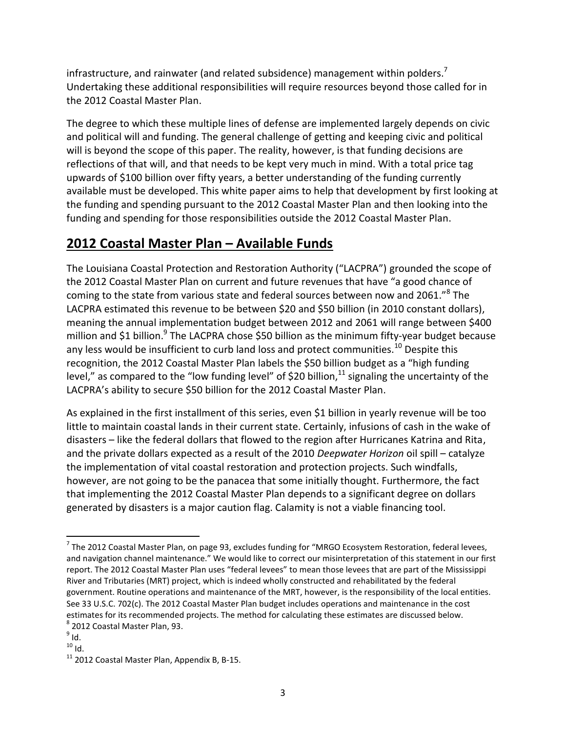infrastructure, and rainwater (and related subsidence) management within polders.[7] Undertaking these additional responsibilities will require resources beyond those called for in the 2012 Coastal Master Plan.

The degree to which these multiple lines of defense are implemented largely depends on civic and political will and funding. The general challenge of getting and keeping civic and political will is beyond the scope of this paper. The reality, however, is that funding decisions are reflections of that will, and that needs to be kept very much in mind. With a total price tag upwards of $100 billion over fifty years, a better understanding of the funding currently available must be developed. This white paper aims to help that development by first looking at the funding and spending pursuant to the 2012 Coastal Master Plan and then looking into the funding and spending for those responsibilities outside the 2012 Coastal Master Plan.

## 2012 Coastal Master Plan – Available Funds

The Louisiana Coastal Protection and Restoration Authority ("LACPRA") grounded the scope of the 2012 Coastal Master Plan on current and future revenues that have "a good chance of coming to the state from various state and federal sources between now and 2061."[8] The LACPRA estimated this revenue to be between $20 and $50 billion (in 2010 constant dollars), meaning the annual implementation budget between 2012 and 2061 will range between $400 million and $1 billion.[9] The LACPRA chose $50 billion as the minimum fifty-year budget because any less would be insufficient to curb land loss and protect communities.[10] Despite this recognition, the 2012 Coastal Master Plan labels the $50 billion budget as a "high funding level," as compared to the "low funding level" of $20 billion,[11] signaling the uncertainty of the LACPRA's ability to secure $50 billion for the 2012 Coastal Master Plan.

As explained in the first installment of this series, even $1 billion in yearly revenue will be too little to maintain coastal lands in their current state. Certainly, infusions of cash in the wake of disasters – like the federal dollars that flowed to the region after Hurricanes Katrina and Rita, and the private dollars expected as a result of the 2010 *Deepwater Horizon* oil spill – catalyze the implementation of vital coastal restoration and protection projects. Such windfalls, however, are not going to be the panacea that some initially thought. Furthermore, the fact that implementing the 2012 Coastal Master Plan depends to a significant degree on dollars generated by disasters is a major caution flag. Calamity is not a viable financing tool.

---

[7] The 2012 Coastal Master Plan, on page 93, excludes funding for "MRGO Ecosystem Restoration, federal levees, and navigation channel maintenance." We would like to correct our misinterpretation of this statement in our first report. The 2012 Coastal Master Plan uses "federal levees" to mean those levees that are part of the Mississippi River and Tributaries (MRT) project, which is indeed wholly constructed and rehabilitated by the federal government. Routine operations and maintenance of the MRT, however, is the responsibility of the local entities. See 33 U.S.C. 702(c). The 2012 Coastal Master Plan budget includes operations and maintenance in the cost estimates for its recommended projects. The method for calculating these estimates are discussed below.

[8] 2012 Coastal Master Plan, 93.

[9] Id.

[10] Id.

[11] 2012 Coastal Master Plan, Appendix B, B-15.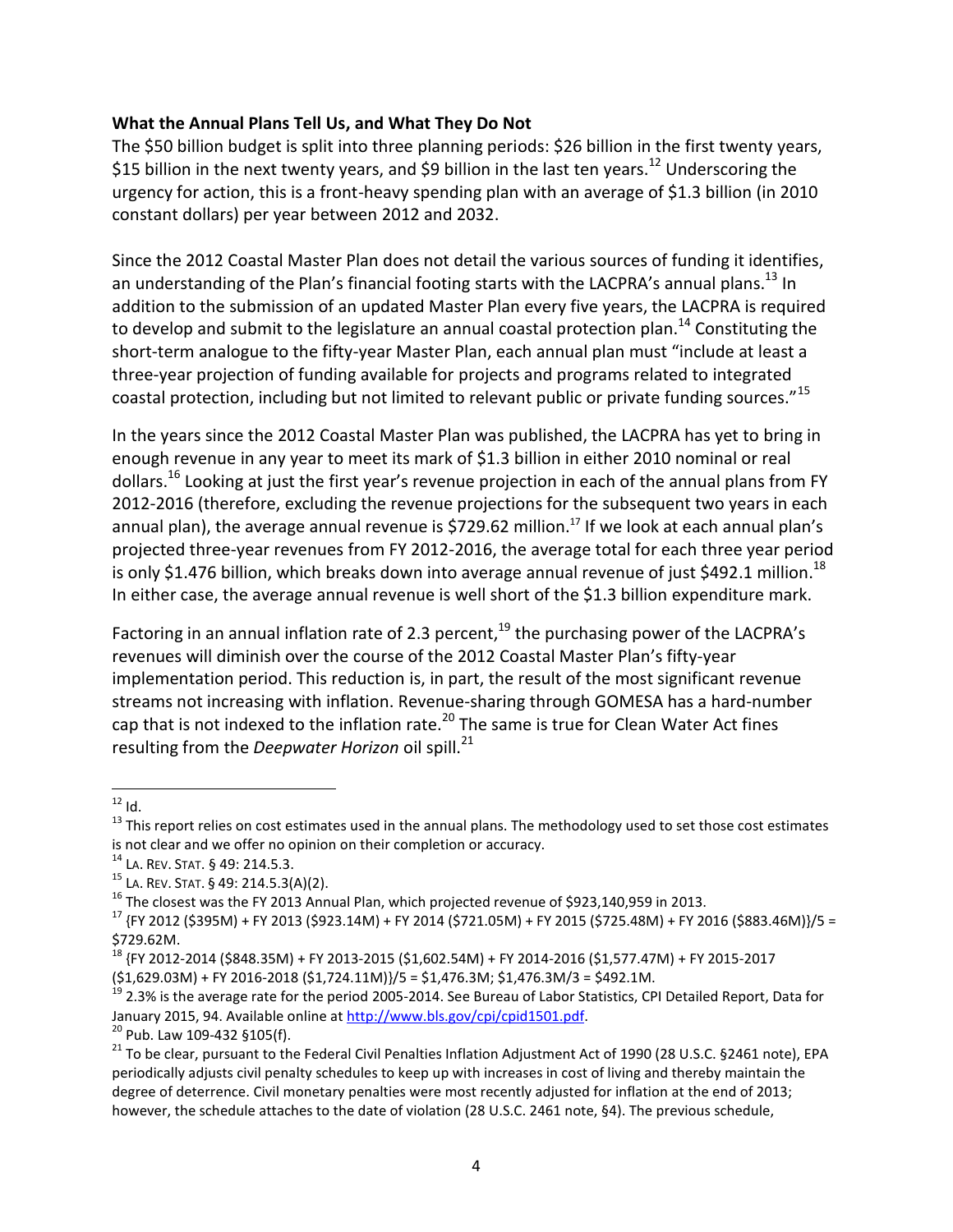**What the Annual Plans Tell Us, and What They Do Not**

The $50 billion budget is split into three planning periods: $26 billion in the first twenty years, $15 billion in the next twenty years, and $9 billion in the last ten years.[12] Underscoring the urgency for action, this is a front-heavy spending plan with an average of $1.3 billion (in 2010 constant dollars) per year between 2012 and 2032.

Since the 2012 Coastal Master Plan does not detail the various sources of funding it identifies, an understanding of the Plan's financial footing starts with the LACPRA's annual plans.[13] In addition to the submission of an updated Master Plan every five years, the LACPRA is required to develop and submit to the legislature an annual coastal protection plan.[14] Constituting the short-term analogue to the fifty-year Master Plan, each annual plan must "include at least a three-year projection of funding available for projects and programs related to integrated coastal protection, including but not limited to relevant public or private funding sources."[15]

In the years since the 2012 Coastal Master Plan was published, the LACPRA has yet to bring in enough revenue in any year to meet its mark of $1.3 billion in either 2010 nominal or real dollars.[16] Looking at just the first year's revenue projection in each of the annual plans from FY 2012-2016 (therefore, excluding the revenue projections for the subsequent two years in each annual plan), the average annual revenue is $729.62 million.[17] If we look at each annual plan's projected three-year revenues from FY 2012-2016, the average total for each three year period is only $1.476 billion, which breaks down into average annual revenue of just $492.1 million.[18] In either case, the average annual revenue is well short of the $1.3 billion expenditure mark.

Factoring in an annual inflation rate of 2.3 percent,[19] the purchasing power of the LACPRA's revenues will diminish over the course of the 2012 Coastal Master Plan's fifty-year implementation period. This reduction is, in part, the result of the most significant revenue streams not increasing with inflation. Revenue-sharing through GOMESA has a hard-number cap that is not indexed to the inflation rate.[20] The same is true for Clean Water Act fines resulting from the *Deepwater Horizon* oil spill.[21]

---

[12] Id.

[13] This report relies on cost estimates used in the annual plans. The methodology used to set those cost estimates is not clear and we offer no opinion on their completion or accuracy.

[14] LA. REV. STAT. § 49: 214.5.3.

[15] LA. REV. STAT. § 49: 214.5.3(A)(2).

[16] The closest was the FY 2013 Annual Plan, which projected revenue of $923,140,959 in 2013.

[17] {FY 2012 ($395M) + FY 2013 ($923.14M) + FY 2014 ($721.05M) + FY 2015 ($725.48M) + FY 2016 ($883.46M)}/5 = $729.62M.

[18] {FY 2012-2014 ($848.35M) + FY 2013-2015 ($1,602.54M) + FY 2014-2016 ($1,577.47M) + FY 2015-2017 ($1,629.03M) + FY 2016-2018 ($1,724.11M)}/5 = $1,476.3M; $1,476.3M/3 = $492.1M.

[19] 2.3% is the average rate for the period 2005-2014. See Bureau of Labor Statistics, CPI Detailed Report, Data for January 2015, 94. Available online at http://www.bls.gov/cpi/cpid1501.pdf.

[20] Pub. Law 109-432 §105(f).

[21] To be clear, pursuant to the Federal Civil Penalties Inflation Adjustment Act of 1990 (28 U.S.C. §2461 note), EPA periodically adjusts civil penalty schedules to keep up with increases in cost of living and thereby maintain the degree of deterrence. Civil monetary penalties were most recently adjusted for inflation at the end of 2013; however, the schedule attaches to the date of violation (28 U.S.C. 2461 note, §4). The previous schedule,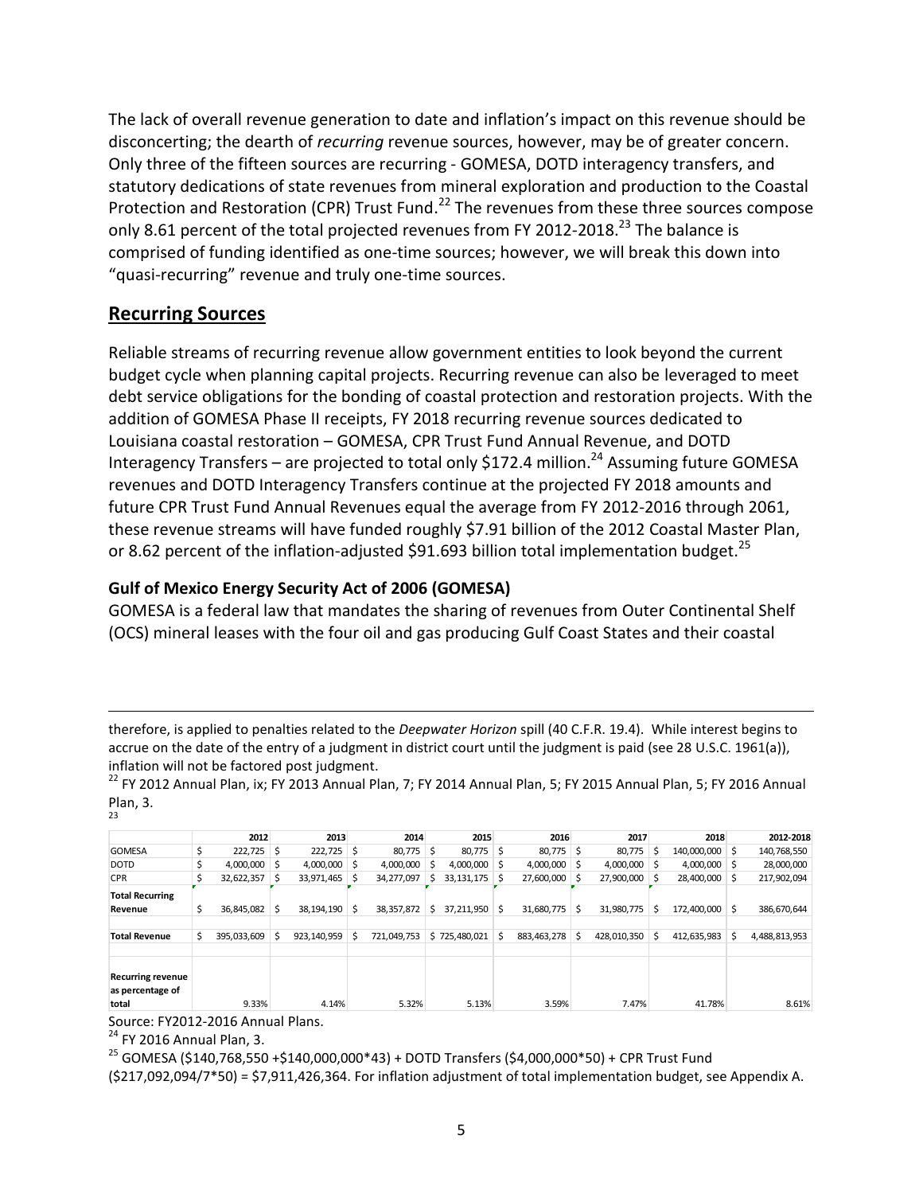The lack of overall revenue generation to date and inflation's impact on this revenue should be disconcerting; the dearth of *recurring* revenue sources, however, may be of greater concern. Only three of the fifteen sources are recurring - GOMESA, DOTD interagency transfers, and statutory dedications of state revenues from mineral exploration and production to the Coastal Protection and Restoration (CPR) Trust Fund.[22] The revenues from these three sources compose only 8.61 percent of the total projected revenues from FY 2012-2018.[23] The balance is comprised of funding identified as one-time sources; however, we will break this down into "quasi-recurring" revenue and truly one-time sources.

## Recurring Sources

Reliable streams of recurring revenue allow government entities to look beyond the current budget cycle when planning capital projects. Recurring revenue can also be leveraged to meet debt service obligations for the bonding of coastal protection and restoration projects. With the addition of GOMESA Phase II receipts, FY 2018 recurring revenue sources dedicated to Louisiana coastal restoration – GOMESA, CPR Trust Fund Annual Revenue, and DOTD Interagency Transfers – are projected to total only $172.4 million.[24] Assuming future GOMESA revenues and DOTD Interagency Transfers continue at the projected FY 2018 amounts and future CPR Trust Fund Annual Revenues equal the average from FY 2012-2016 through 2061, these revenue streams will have funded roughly $7.91 billion of the 2012 Coastal Master Plan, or 8.62 percent of the inflation-adjusted $91.693 billion total implementation budget.[25]

### Gulf of Mexico Energy Security Act of 2006 (GOMESA)

GOMESA is a federal law that mandates the sharing of revenues from Outer Continental Shelf (OCS) mineral leases with the four oil and gas producing Gulf Coast States and their coastal

---

therefore, is applied to penalties related to the *Deepwater Horizon* spill (40 C.F.R. 19.4). While interest begins to accrue on the date of the entry of a judgment in district court until the judgment is paid (see 28 U.S.C. 1961(a)), inflation will not be factored post judgment.

[22] FY 2012 Annual Plan, ix; FY 2013 Annual Plan, 7; FY 2014 Annual Plan, 5; FY 2015 Annual Plan, 5; FY 2016 Annual Plan, 3.

[23]

| | 2012 | 2013 | 2014 | 2015 | 2016 | 2017 | 2018 | 2012-2018 |
|---|---|---|---|---|---|---|---|---|
| GOMESA | $ 222,725 | $ 222,725 | $ 80,775 | $ 80,775 | $ 80,775 | $ 80,775 | $ 140,000,000 | $ 140,768,550 |
| DOTD | $ 4,000,000 | $ 4,000,000 | $ 4,000,000 | $ 4,000,000 | $ 4,000,000 | $ 4,000,000 | $ 4,000,000 | $ 28,000,000 |
| CPR | $ 32,622,357 | $ 33,971,465 | $ 34,277,097 | $ 33,131,175 | $ 27,600,000 | $ 27,900,000 | $ 28,400,000 | $ 217,902,094 |
| **Total Recurring Revenue** | $ 36,845,082 | $ 38,194,190 | $ 38,357,872 | $ 37,211,950 | $ 31,680,775 | $ 31,980,775 | $ 172,400,000 | $ 386,670,644 |
| **Total Revenue** | $ 395,033,609 | $ 923,140,959 | $ 721,049,753 | $ 725,480,021 | $ 883,463,278 | $ 428,010,350 | $ 412,635,983 | $ 4,488,813,953 |
| **Recurring revenue as percentage of total** | 9.33% | 4.14% | 5.32% | 5.13% | 3.59% | 7.47% | 41.78% | 8.61% |

Source: FY2012-2016 Annual Plans.

[24] FY 2016 Annual Plan, 3.

[25] GOMESA ($140,768,550 +$140,000,000*43) + DOTD Transfers ($4,000,000*50) + CPR Trust Fund ($217,092,094/7*50) = $7,911,426,364. For inflation adjustment of total implementation budget, see Appendix A.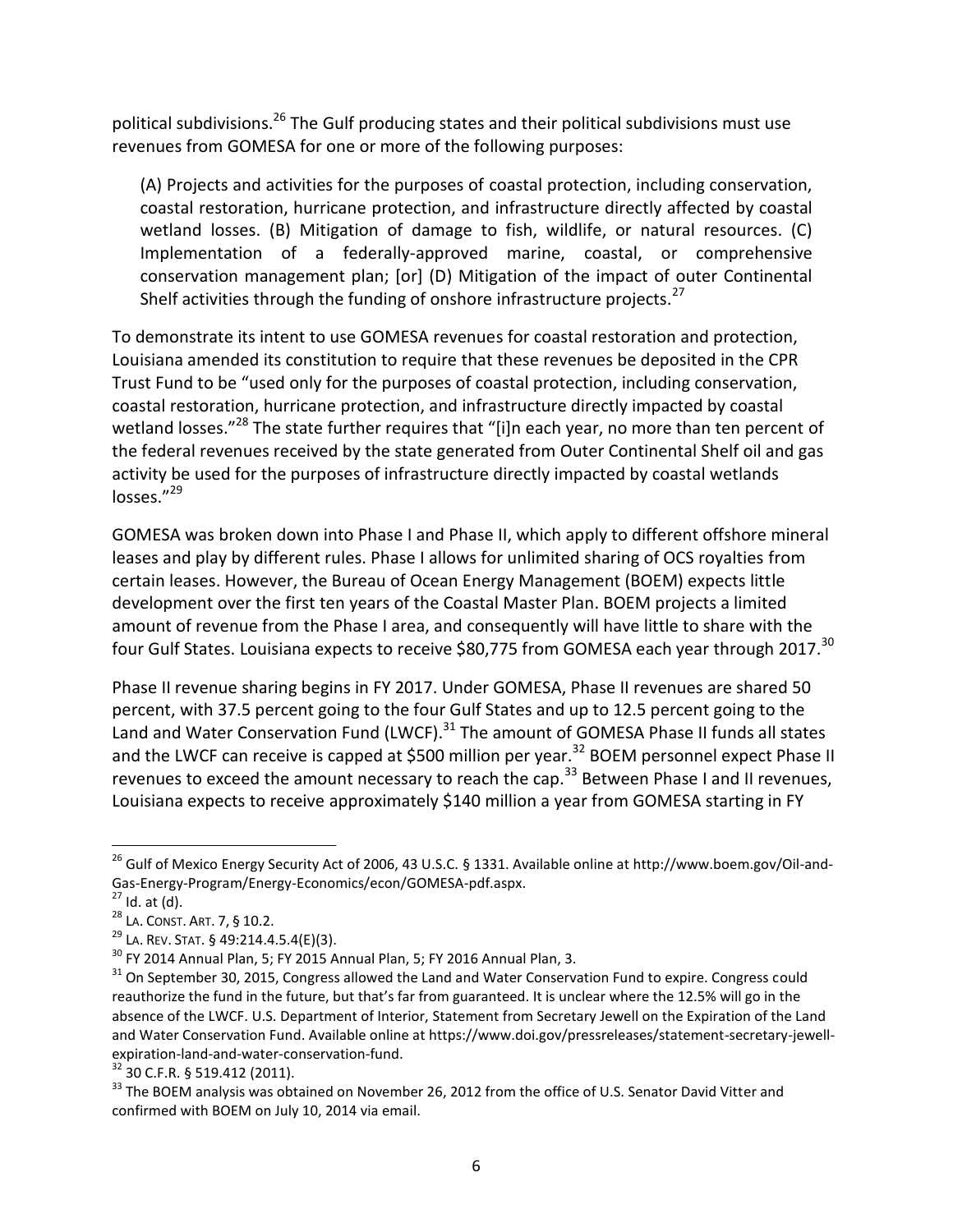political subdivisions.[26] The Gulf producing states and their political subdivisions must use revenues from GOMESA for one or more of the following purposes:

> (A) Projects and activities for the purposes of coastal protection, including conservation, coastal restoration, hurricane protection, and infrastructure directly affected by coastal wetland losses. (B) Mitigation of damage to fish, wildlife, or natural resources. (C) Implementation of a federally-approved marine, coastal, or comprehensive conservation management plan; [or] (D) Mitigation of the impact of outer Continental Shelf activities through the funding of onshore infrastructure projects.[27]

To demonstrate its intent to use GOMESA revenues for coastal restoration and protection, Louisiana amended its constitution to require that these revenues be deposited in the CPR Trust Fund to be "used only for the purposes of coastal protection, including conservation, coastal restoration, hurricane protection, and infrastructure directly impacted by coastal wetland losses."[28] The state further requires that "[i]n each year, no more than ten percent of the federal revenues received by the state generated from Outer Continental Shelf oil and gas activity be used for the purposes of infrastructure directly impacted by coastal wetlands losses."[29]

GOMESA was broken down into Phase I and Phase II, which apply to different offshore mineral leases and play by different rules. Phase I allows for unlimited sharing of OCS royalties from certain leases. However, the Bureau of Ocean Energy Management (BOEM) expects little development over the first ten years of the Coastal Master Plan. BOEM projects a limited amount of revenue from the Phase I area, and consequently will have little to share with the four Gulf States. Louisiana expects to receive $80,775 from GOMESA each year through 2017.[30]

Phase II revenue sharing begins in FY 2017. Under GOMESA, Phase II revenues are shared 50 percent, with 37.5 percent going to the four Gulf States and up to 12.5 percent going to the Land and Water Conservation Fund (LWCF).[31] The amount of GOMESA Phase II funds all states and the LWCF can receive is capped at $500 million per year.[32] BOEM personnel expect Phase II revenues to exceed the amount necessary to reach the cap.[33] Between Phase I and II revenues, Louisiana expects to receive approximately $140 million a year from GOMESA starting in FY

---

[26] Gulf of Mexico Energy Security Act of 2006, 43 U.S.C. § 1331. Available online at http://www.boem.gov/Oil-and-Gas-Energy-Program/Energy-Economics/econ/GOMESA-pdf.aspx.

[27] Id. at (d).

[28] LA. CONST. ART. 7, § 10.2.

[29] LA. REV. STAT. § 49:214.4.5.4(E)(3).

[30] FY 2014 Annual Plan, 5; FY 2015 Annual Plan, 5; FY 2016 Annual Plan, 3.

[31] On September 30, 2015, Congress allowed the Land and Water Conservation Fund to expire. Congress could reauthorize the fund in the future, but that's far from guaranteed. It is unclear where the 12.5% will go in the absence of the LWCF. U.S. Department of Interior, Statement from Secretary Jewell on the Expiration of the Land and Water Conservation Fund. Available online at https://www.doi.gov/pressreleases/statement-secretary-jewell-expiration-land-and-water-conservation-fund.

[32] 30 C.F.R. § 519.412 (2011).

[33] The BOEM analysis was obtained on November 26, 2012 from the office of U.S. Senator David Vitter and confirmed with BOEM on July 10, 2014 via email.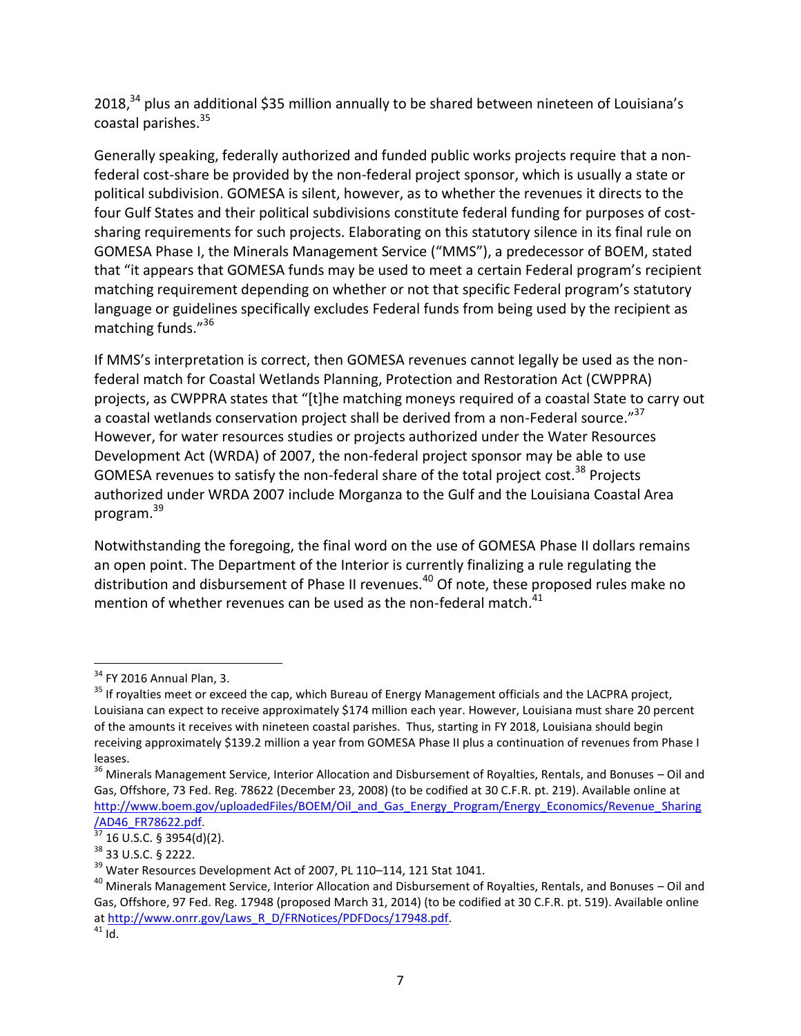2018,[34] plus an additional $35 million annually to be shared between nineteen of Louisiana's coastal parishes.[35]

Generally speaking, federally authorized and funded public works projects require that a non-federal cost-share be provided by the non-federal project sponsor, which is usually a state or political subdivision. GOMESA is silent, however, as to whether the revenues it directs to the four Gulf States and their political subdivisions constitute federal funding for purposes of cost-sharing requirements for such projects. Elaborating on this statutory silence in its final rule on GOMESA Phase I, the Minerals Management Service ("MMS"), a predecessor of BOEM, stated that "it appears that GOMESA funds may be used to meet a certain Federal program's recipient matching requirement depending on whether or not that specific Federal program's statutory language or guidelines specifically excludes Federal funds from being used by the recipient as matching funds."[36]

If MMS's interpretation is correct, then GOMESA revenues cannot legally be used as the non-federal match for Coastal Wetlands Planning, Protection and Restoration Act (CWPPRA) projects, as CWPPRA states that "[t]he matching moneys required of a coastal State to carry out a coastal wetlands conservation project shall be derived from a non-Federal source."[37] However, for water resources studies or projects authorized under the Water Resources Development Act (WRDA) of 2007, the non-federal project sponsor may be able to use GOMESA revenues to satisfy the non-federal share of the total project cost.[38] Projects authorized under WRDA 2007 include Morganza to the Gulf and the Louisiana Coastal Area program.[39]

Notwithstanding the foregoing, the final word on the use of GOMESA Phase II dollars remains an open point. The Department of the Interior is currently finalizing a rule regulating the distribution and disbursement of Phase II revenues.[40] Of note, these proposed rules make no mention of whether revenues can be used as the non-federal match.[41]

---

[34] FY 2016 Annual Plan, 3.

[35] If royalties meet or exceed the cap, which Bureau of Energy Management officials and the LACPRA project, Louisiana can expect to receive approximately $174 million each year. However, Louisiana must share 20 percent of the amounts it receives with nineteen coastal parishes. Thus, starting in FY 2018, Louisiana should begin receiving approximately $139.2 million a year from GOMESA Phase II plus a continuation of revenues from Phase I leases.

[36] Minerals Management Service, Interior Allocation and Disbursement of Royalties, Rentals, and Bonuses – Oil and Gas, Offshore, 73 Fed. Reg. 78622 (December 23, 2008) (to be codified at 30 C.F.R. pt. 219). Available online at http://www.boem.gov/uploadedFiles/BOEM/Oil_and_Gas_Energy_Program/Energy_Economics/Revenue_Sharing/AD46_FR78622.pdf.

[37] 16 U.S.C. § 3954(d)(2).

[38] 33 U.S.C. § 2222.

[39] Water Resources Development Act of 2007, PL 110–114, 121 Stat 1041.

[40] Minerals Management Service, Interior Allocation and Disbursement of Royalties, Rentals, and Bonuses – Oil and Gas, Offshore, 97 Fed. Reg. 17948 (proposed March 31, 2014) (to be codified at 30 C.F.R. pt. 519). Available online at http://www.onrr.gov/Laws_R_D/FRNotices/PDFDocs/17948.pdf.

[41] Id.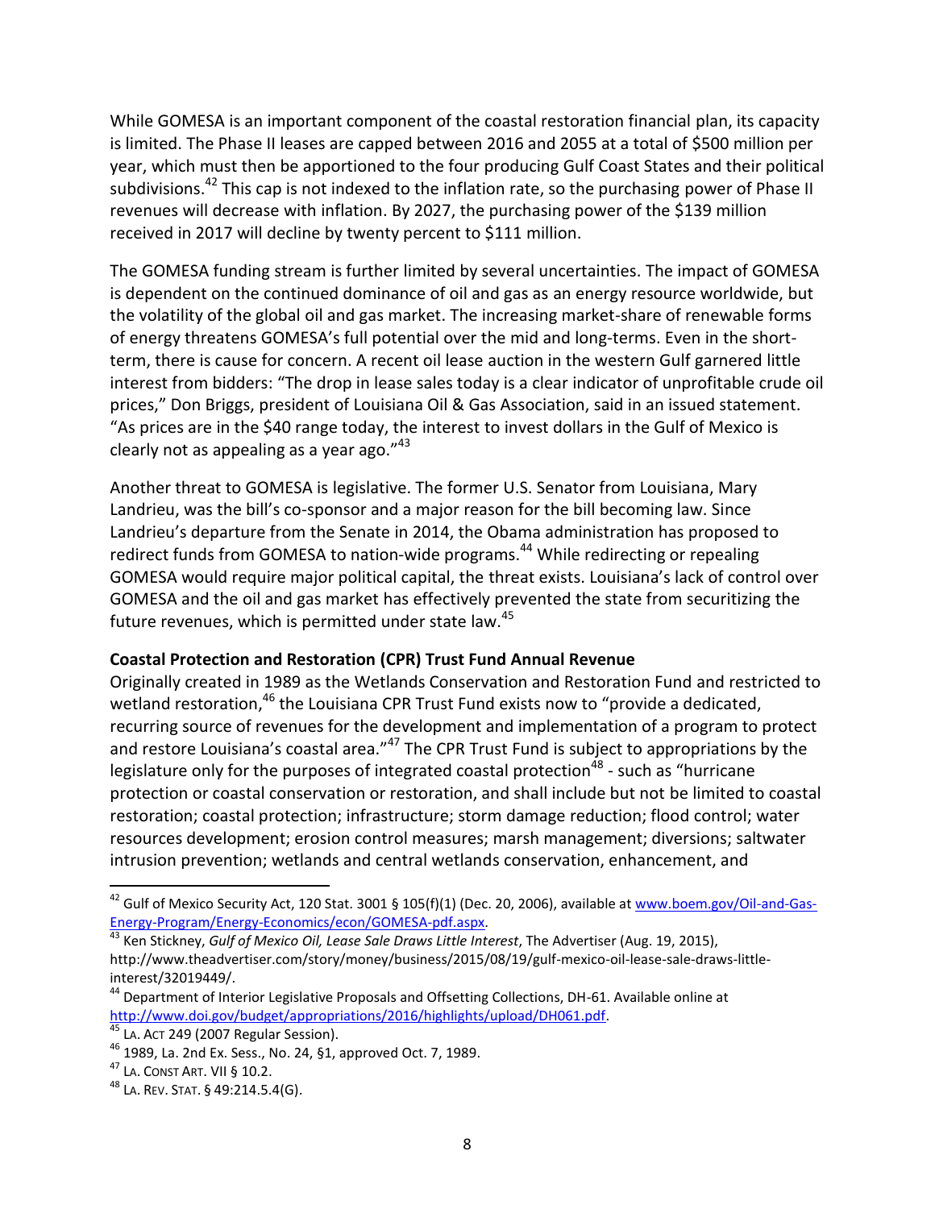While GOMESA is an important component of the coastal restoration financial plan, its capacity is limited. The Phase II leases are capped between 2016 and 2055 at a total of $500 million per year, which must then be apportioned to the four producing Gulf Coast States and their political subdivisions.[42] This cap is not indexed to the inflation rate, so the purchasing power of Phase II revenues will decrease with inflation. By 2027, the purchasing power of the $139 million received in 2017 will decline by twenty percent to $111 million.

The GOMESA funding stream is further limited by several uncertainties. The impact of GOMESA is dependent on the continued dominance of oil and gas as an energy resource worldwide, but the volatility of the global oil and gas market. The increasing market-share of renewable forms of energy threatens GOMESA's full potential over the mid and long-terms. Even in the short-term, there is cause for concern. A recent oil lease auction in the western Gulf garnered little interest from bidders: "The drop in lease sales today is a clear indicator of unprofitable crude oil prices," Don Briggs, president of Louisiana Oil & Gas Association, said in an issued statement. "As prices are in the $40 range today, the interest to invest dollars in the Gulf of Mexico is clearly not as appealing as a year ago."[43]

Another threat to GOMESA is legislative. The former U.S. Senator from Louisiana, Mary Landrieu, was the bill's co-sponsor and a major reason for the bill becoming law. Since Landrieu's departure from the Senate in 2014, the Obama administration has proposed to redirect funds from GOMESA to nation-wide programs.[44] While redirecting or repealing GOMESA would require major political capital, the threat exists. Louisiana's lack of control over GOMESA and the oil and gas market has effectively prevented the state from securitizing the future revenues, which is permitted under state law.[45]

**Coastal Protection and Restoration (CPR) Trust Fund Annual Revenue**

Originally created in 1989 as the Wetlands Conservation and Restoration Fund and restricted to wetland restoration,[46] the Louisiana CPR Trust Fund exists now to "provide a dedicated, recurring source of revenues for the development and implementation of a program to protect and restore Louisiana's coastal area."[47] The CPR Trust Fund is subject to appropriations by the legislature only for the purposes of integrated coastal protection[48] - such as "hurricane protection or coastal conservation or restoration, and shall include but not be limited to coastal restoration; coastal protection; infrastructure; storm damage reduction; flood control; water resources development; erosion control measures; marsh management; diversions; saltwater intrusion prevention; wetlands and central wetlands conservation, enhancement, and

---

[42] Gulf of Mexico Security Act, 120 Stat. 3001 § 105(f)(1) (Dec. 20, 2006), available at www.boem.gov/Oil-and-Gas-Energy-Program/Energy-Economics/econ/GOMESA-pdf.aspx.

[43] Ken Stickney, *Gulf of Mexico Oil, Lease Sale Draws Little Interest*, The Advertiser (Aug. 19, 2015), http://www.theadvertiser.com/story/money/business/2015/08/19/gulf-mexico-oil-lease-sale-draws-little-interest/32019449/.

[44] Department of Interior Legislative Proposals and Offsetting Collections, DH-61. Available online at http://www.doi.gov/budget/appropriations/2016/highlights/upload/DH061.pdf.

[45] LA. ACT 249 (2007 Regular Session).

[46] 1989, La. 2nd Ex. Sess., No. 24, §1, approved Oct. 7, 1989.

[47] LA. CONST ART. VII § 10.2.

[48] LA. REV. STAT. § 49:214.5.4(G).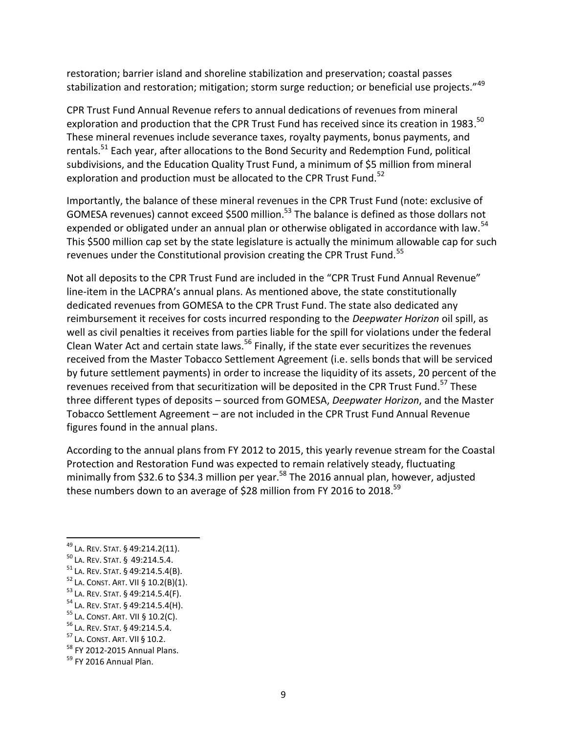restoration; barrier island and shoreline stabilization and preservation; coastal passes stabilization and restoration; mitigation; storm surge reduction; or beneficial use projects."[49]

CPR Trust Fund Annual Revenue refers to annual dedications of revenues from mineral exploration and production that the CPR Trust Fund has received since its creation in 1983.[50] These mineral revenues include severance taxes, royalty payments, bonus payments, and rentals.[51] Each year, after allocations to the Bond Security and Redemption Fund, political subdivisions, and the Education Quality Trust Fund, a minimum of $5 million from mineral exploration and production must be allocated to the CPR Trust Fund.[52]

Importantly, the balance of these mineral revenues in the CPR Trust Fund (note: exclusive of GOMESA revenues) cannot exceed $500 million.[53] The balance is defined as those dollars not expended or obligated under an annual plan or otherwise obligated in accordance with law.[54] This $500 million cap set by the state legislature is actually the minimum allowable cap for such revenues under the Constitutional provision creating the CPR Trust Fund.[55]

Not all deposits to the CPR Trust Fund are included in the "CPR Trust Fund Annual Revenue" line-item in the LACPRA's annual plans. As mentioned above, the state constitutionally dedicated revenues from GOMESA to the CPR Trust Fund. The state also dedicated any reimbursement it receives for costs incurred responding to the *Deepwater Horizon* oil spill, as well as civil penalties it receives from parties liable for the spill for violations under the federal Clean Water Act and certain state laws.[56] Finally, if the state ever securitizes the revenues received from the Master Tobacco Settlement Agreement (i.e. sells bonds that will be serviced by future settlement payments) in order to increase the liquidity of its assets, 20 percent of the revenues received from that securitization will be deposited in the CPR Trust Fund.[57] These three different types of deposits – sourced from GOMESA, *Deepwater Horizon*, and the Master Tobacco Settlement Agreement – are not included in the CPR Trust Fund Annual Revenue figures found in the annual plans.

According to the annual plans from FY 2012 to 2015, this yearly revenue stream for the Coastal Protection and Restoration Fund was expected to remain relatively steady, fluctuating minimally from $32.6 to $34.3 million per year.[58] The 2016 annual plan, however, adjusted these numbers down to an average of $28 million from FY 2016 to 2018.[59]

---

[49] LA. REV. STAT. § 49:214.2(11).
[50] LA. REV. STAT. § 49:214.5.4.
[51] LA. REV. STAT. § 49:214.5.4(B).
[52] LA. CONST. ART. VII § 10.2(B)(1).
[53] LA. REV. STAT. § 49:214.5.4(F).
[54] LA. REV. STAT. § 49:214.5.4(H).
[55] LA. CONST. ART. VII § 10.2(C).
[56] LA. REV. STAT. § 49:214.5.4.
[57] LA. CONST. ART. VII § 10.2.
[58] FY 2012-2015 Annual Plans.
[59] FY 2016 Annual Plan.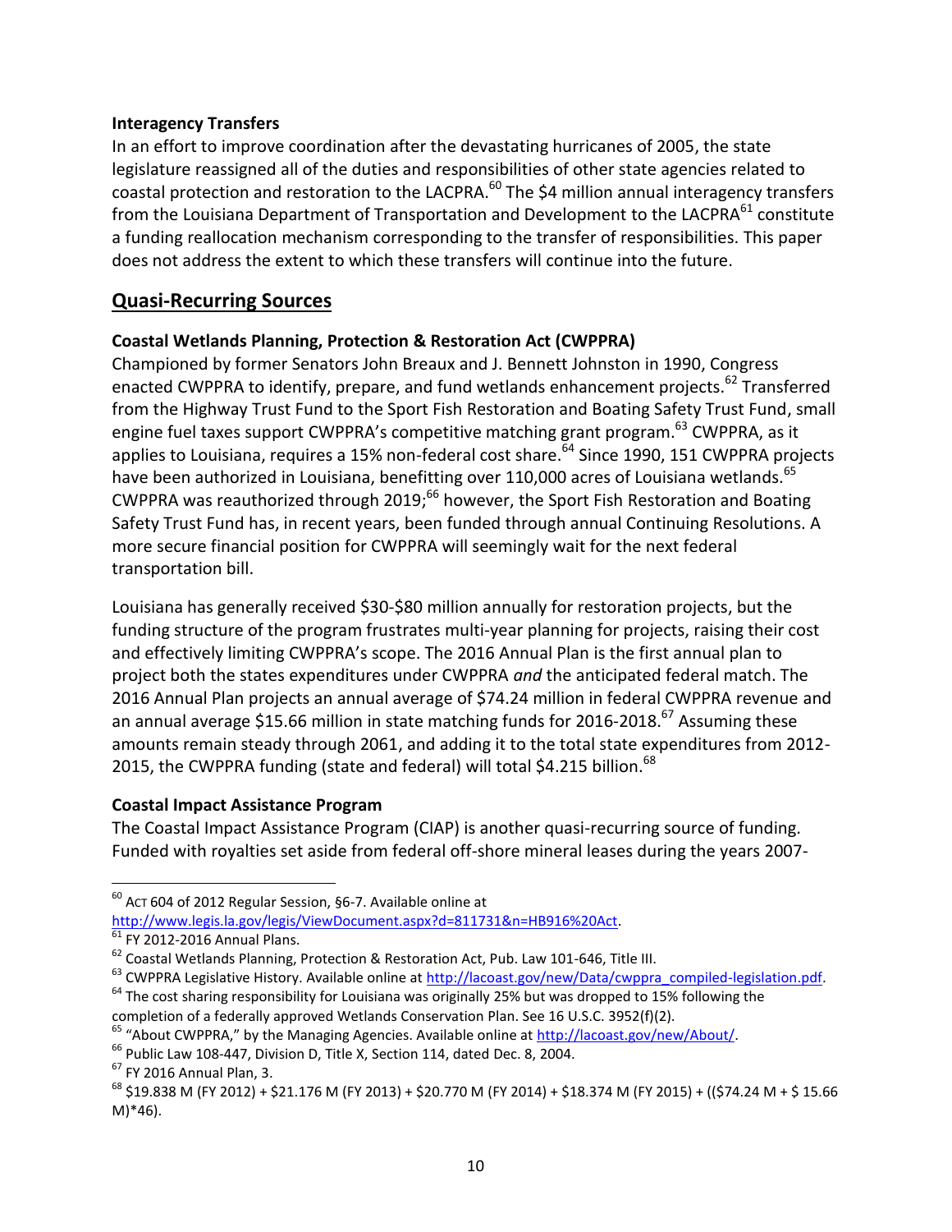**Interagency Transfers**

In an effort to improve coordination after the devastating hurricanes of 2005, the state legislature reassigned all of the duties and responsibilities of other state agencies related to coastal protection and restoration to the LACPRA.[60] The $4 million annual interagency transfers from the Louisiana Department of Transportation and Development to the LACPRA[61] constitute a funding reallocation mechanism corresponding to the transfer of responsibilities. This paper does not address the extent to which these transfers will continue into the future.

## Quasi-Recurring Sources

**Coastal Wetlands Planning, Protection & Restoration Act (CWPPRA)**

Championed by former Senators John Breaux and J. Bennett Johnston in 1990, Congress enacted CWPPRA to identify, prepare, and fund wetlands enhancement projects.[62] Transferred from the Highway Trust Fund to the Sport Fish Restoration and Boating Safety Trust Fund, small engine fuel taxes support CWPPRA's competitive matching grant program.[63] CWPPRA, as it applies to Louisiana, requires a 15% non-federal cost share.[64] Since 1990, 151 CWPPRA projects have been authorized in Louisiana, benefitting over 110,000 acres of Louisiana wetlands.[65] CWPPRA was reauthorized through 2019;[66] however, the Sport Fish Restoration and Boating Safety Trust Fund has, in recent years, been funded through annual Continuing Resolutions. A more secure financial position for CWPPRA will seemingly wait for the next federal transportation bill.

Louisiana has generally received $30-$80 million annually for restoration projects, but the funding structure of the program frustrates multi-year planning for projects, raising their cost and effectively limiting CWPPRA's scope. The 2016 Annual Plan is the first annual plan to project both the states expenditures under CWPPRA *and* the anticipated federal match. The 2016 Annual Plan projects an annual average of $74.24 million in federal CWPPRA revenue and an annual average $15.66 million in state matching funds for 2016-2018.[67] Assuming these amounts remain steady through 2061, and adding it to the total state expenditures from 2012-2015, the CWPPRA funding (state and federal) will total $4.215 billion.[68]

**Coastal Impact Assistance Program**

The Coastal Impact Assistance Program (CIAP) is another quasi-recurring source of funding. Funded with royalties set aside from federal off-shore mineral leases during the years 2007-

---

[60] ACT 604 of 2012 Regular Session, §6-7. Available online at http://www.legis.la.gov/legis/ViewDocument.aspx?d=811731&n=HB916%20Act.

[61] FY 2012-2016 Annual Plans.

[62] Coastal Wetlands Planning, Protection & Restoration Act, Pub. Law 101-646, Title III.

[63] CWPPRA Legislative History. Available online at http://lacoast.gov/new/Data/cwppra_compiled-legislation.pdf.

[64] The cost sharing responsibility for Louisiana was originally 25% but was dropped to 15% following the completion of a federally approved Wetlands Conservation Plan. See 16 U.S.C. 3952(f)(2).

[65] "About CWPPRA," by the Managing Agencies. Available online at http://lacoast.gov/new/About/.

[66] Public Law 108-447, Division D, Title X, Section 114, dated Dec. 8, 2004.

[67] FY 2016 Annual Plan, 3.

[68] $19.838 M (FY 2012) + $21.176 M (FY 2013) + $20.770 M (FY 2014) + $18.374 M (FY 2015) + (($74.24 M + $ 15.66 M)*46).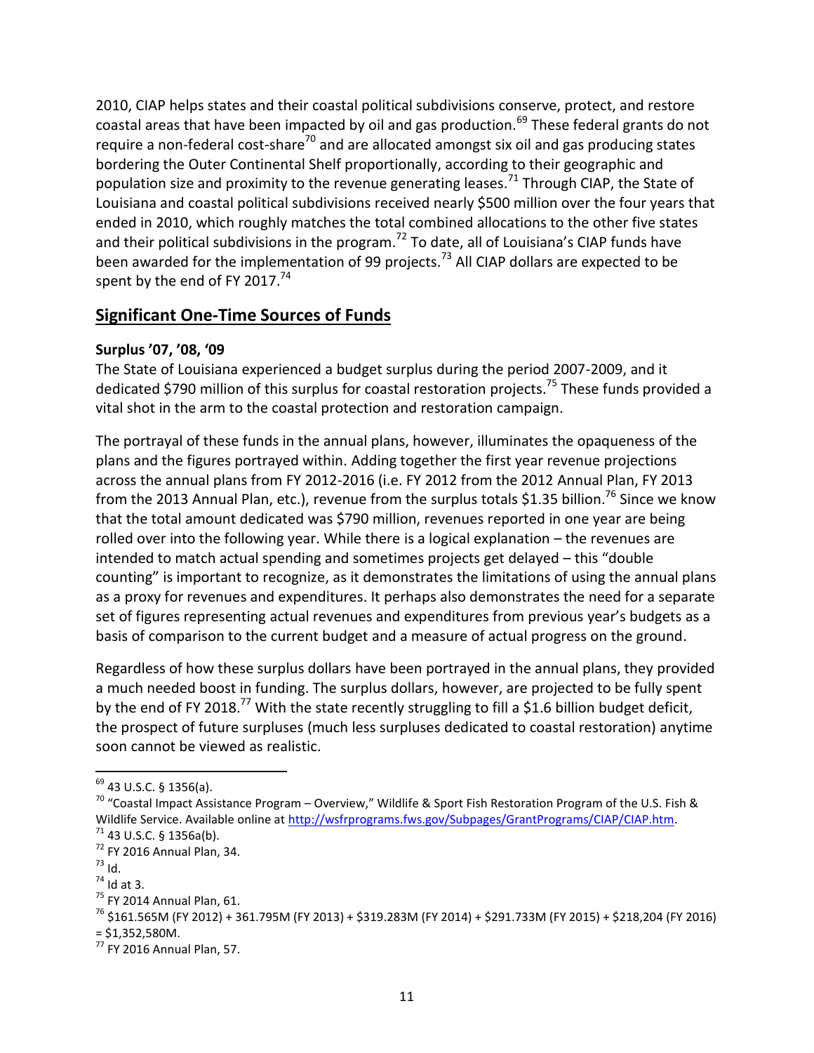2010, CIAP helps states and their coastal political subdivisions conserve, protect, and restore coastal areas that have been impacted by oil and gas production.[69] These federal grants do not require a non-federal cost-share[70] and are allocated amongst six oil and gas producing states bordering the Outer Continental Shelf proportionally, according to their geographic and population size and proximity to the revenue generating leases.[71] Through CIAP, the State of Louisiana and coastal political subdivisions received nearly $500 million over the four years that ended in 2010, which roughly matches the total combined allocations to the other five states and their political subdivisions in the program.[72] To date, all of Louisiana's CIAP funds have been awarded for the implementation of 99 projects.[73] All CIAP dollars are expected to be spent by the end of FY 2017.[74]

## Significant One-Time Sources of Funds

**Surplus '07, '08, '09**

The State of Louisiana experienced a budget surplus during the period 2007-2009, and it dedicated $790 million of this surplus for coastal restoration projects.[75] These funds provided a vital shot in the arm to the coastal protection and restoration campaign.

The portrayal of these funds in the annual plans, however, illuminates the opaqueness of the plans and the figures portrayed within. Adding together the first year revenue projections across the annual plans from FY 2012-2016 (i.e. FY 2012 from the 2012 Annual Plan, FY 2013 from the 2013 Annual Plan, etc.), revenue from the surplus totals $1.35 billion.[76] Since we know that the total amount dedicated was $790 million, revenues reported in one year are being rolled over into the following year. While there is a logical explanation – the revenues are intended to match actual spending and sometimes projects get delayed – this "double counting" is important to recognize, as it demonstrates the limitations of using the annual plans as a proxy for revenues and expenditures. It perhaps also demonstrates the need for a separate set of figures representing actual revenues and expenditures from previous year's budgets as a basis of comparison to the current budget and a measure of actual progress on the ground.

Regardless of how these surplus dollars have been portrayed in the annual plans, they provided a much needed boost in funding. The surplus dollars, however, are projected to be fully spent by the end of FY 2018.[77] With the state recently struggling to fill a $1.6 billion budget deficit, the prospect of future surpluses (much less surpluses dedicated to coastal restoration) anytime soon cannot be viewed as realistic.

---

[69] 43 U.S.C. § 1356(a).

[70] "Coastal Impact Assistance Program – Overview," Wildlife & Sport Fish Restoration Program of the U.S. Fish & Wildlife Service. Available online at http://wsfrprograms.fws.gov/Subpages/GrantPrograms/CIAP/CIAP.htm.

[71] 43 U.S.C. § 1356a(b).

[72] FY 2016 Annual Plan, 34.

[73] Id.

[74] Id at 3.

[75] FY 2014 Annual Plan, 61.

[76] $161.565M (FY 2012) + 361.795M (FY 2013) + $319.283M (FY 2014) + $291.733M (FY 2015) + $218,204 (FY 2016) = $1,352,580M.

[77] FY 2016 Annual Plan, 57.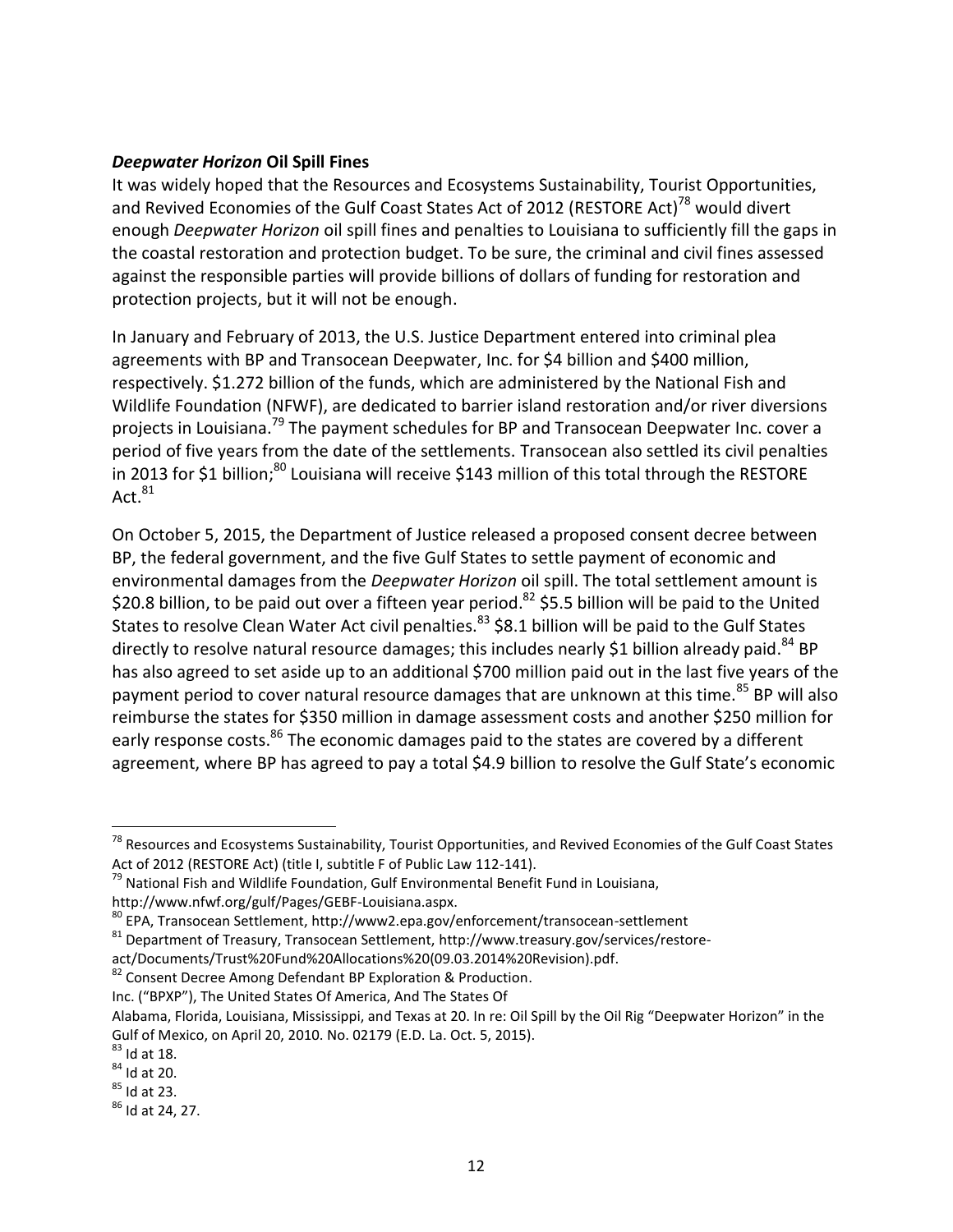### ***Deepwater Horizon* Oil Spill Fines**

It was widely hoped that the Resources and Ecosystems Sustainability, Tourist Opportunities, and Revived Economies of the Gulf Coast States Act of 2012 (RESTORE Act)[78] would divert enough *Deepwater Horizon* oil spill fines and penalties to Louisiana to sufficiently fill the gaps in the coastal restoration and protection budget. To be sure, the criminal and civil fines assessed against the responsible parties will provide billions of dollars of funding for restoration and protection projects, but it will not be enough.

In January and February of 2013, the U.S. Justice Department entered into criminal plea agreements with BP and Transocean Deepwater, Inc. for $4 billion and $400 million, respectively. $1.272 billion of the funds, which are administered by the National Fish and Wildlife Foundation (NFWF), are dedicated to barrier island restoration and/or river diversions projects in Louisiana.[79] The payment schedules for BP and Transocean Deepwater Inc. cover a period of five years from the date of the settlements. Transocean also settled its civil penalties in 2013 for $1 billion;[80] Louisiana will receive $143 million of this total through the RESTORE Act.[81]

On October 5, 2015, the Department of Justice released a proposed consent decree between BP, the federal government, and the five Gulf States to settle payment of economic and environmental damages from the *Deepwater Horizon* oil spill. The total settlement amount is $20.8 billion, to be paid out over a fifteen year period.[82] $5.5 billion will be paid to the United States to resolve Clean Water Act civil penalties.[83] $8.1 billion will be paid to the Gulf States directly to resolve natural resource damages; this includes nearly $1 billion already paid.[84] BP has also agreed to set aside up to an additional $700 million paid out in the last five years of the payment period to cover natural resource damages that are unknown at this time.[85] BP will also reimburse the states for $350 million in damage assessment costs and another $250 million for early response costs.[86] The economic damages paid to the states are covered by a different agreement, where BP has agreed to pay a total $4.9 billion to resolve the Gulf State's economic

---

[78] Resources and Ecosystems Sustainability, Tourist Opportunities, and Revived Economies of the Gulf Coast States Act of 2012 (RESTORE Act) (title I, subtitle F of Public Law 112-141).

[79] National Fish and Wildlife Foundation, Gulf Environmental Benefit Fund in Louisiana, http://www.nfwf.org/gulf/Pages/GEBF-Louisiana.aspx.

[80] EPA, Transocean Settlement, http://www2.epa.gov/enforcement/transocean-settlement

[81] Department of Treasury, Transocean Settlement, http://www.treasury.gov/services/restore-act/Documents/Trust%20Fund%20Allocations%20(09.03.2014%20Revision).pdf.

[82] Consent Decree Among Defendant BP Exploration & Production. Inc. ("BPXP"), The United States Of America, And The States Of Alabama, Florida, Louisiana, Mississippi, and Texas at 20. In re: Oil Spill by the Oil Rig "Deepwater Horizon" in the Gulf of Mexico, on April 20, 2010. No. 02179 (E.D. La. Oct. 5, 2015).

[83] Id at 18.

[84] Id at 20.

[85] Id at 23.

[86] Id at 24, 27.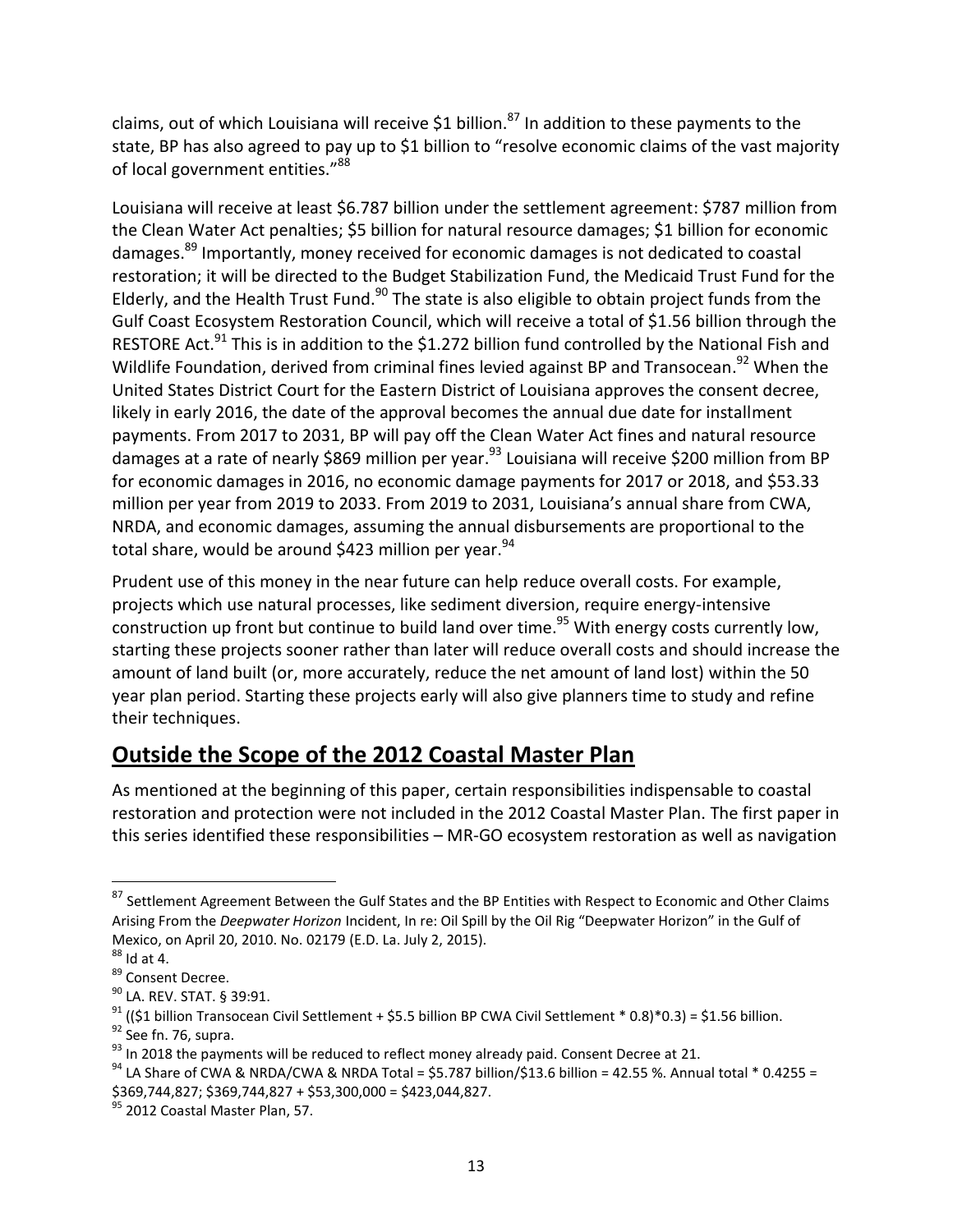claims, out of which Louisiana will receive $1 billion.[87] In addition to these payments to the state, BP has also agreed to pay up to $1 billion to "resolve economic claims of the vast majority of local government entities."[88]

Louisiana will receive at least $6.787 billion under the settlement agreement: $787 million from the Clean Water Act penalties; $5 billion for natural resource damages; $1 billion for economic damages.[89] Importantly, money received for economic damages is not dedicated to coastal restoration; it will be directed to the Budget Stabilization Fund, the Medicaid Trust Fund for the Elderly, and the Health Trust Fund.[90] The state is also eligible to obtain project funds from the Gulf Coast Ecosystem Restoration Council, which will receive a total of $1.56 billion through the RESTORE Act.[91] This is in addition to the $1.272 billion fund controlled by the National Fish and Wildlife Foundation, derived from criminal fines levied against BP and Transocean.[92] When the United States District Court for the Eastern District of Louisiana approves the consent decree, likely in early 2016, the date of the approval becomes the annual due date for installment payments. From 2017 to 2031, BP will pay off the Clean Water Act fines and natural resource damages at a rate of nearly $869 million per year.[93] Louisiana will receive $200 million from BP for economic damages in 2016, no economic damage payments for 2017 or 2018, and $53.33 million per year from 2019 to 2033. From 2019 to 2031, Louisiana's annual share from CWA, NRDA, and economic damages, assuming the annual disbursements are proportional to the total share, would be around $423 million per year.[94]

Prudent use of this money in the near future can help reduce overall costs. For example, projects which use natural processes, like sediment diversion, require energy-intensive construction up front but continue to build land over time.[95] With energy costs currently low, starting these projects sooner rather than later will reduce overall costs and should increase the amount of land built (or, more accurately, reduce the net amount of land lost) within the 50 year plan period. Starting these projects early will also give planners time to study and refine their techniques.

## Outside the Scope of the 2012 Coastal Master Plan

As mentioned at the beginning of this paper, certain responsibilities indispensable to coastal restoration and protection were not included in the 2012 Coastal Master Plan. The first paper in this series identified these responsibilities – MR-GO ecosystem restoration as well as navigation

---

[87] Settlement Agreement Between the Gulf States and the BP Entities with Respect to Economic and Other Claims Arising From the *Deepwater Horizon* Incident, In re: Oil Spill by the Oil Rig "Deepwater Horizon" in the Gulf of Mexico, on April 20, 2010. No. 02179 (E.D. La. July 2, 2015).

[88] Id at 4.

[89] Consent Decree.

[90] LA. REV. STAT. § 39:91.

[91] (($1 billion Transocean Civil Settlement + $5.5 billion BP CWA Civil Settlement * 0.8)*0.3) = $1.56 billion.

[92] See fn. 76, supra.

[93] In 2018 the payments will be reduced to reflect money already paid. Consent Decree at 21.

[94] LA Share of CWA & NRDA/CWA & NRDA Total = $5.787 billion/$13.6 billion = 42.55 %. Annual total * 0.4255 = $369,744,827; $369,744,827 + $53,300,000 = $423,044,827.

[95] 2012 Coastal Master Plan, 57.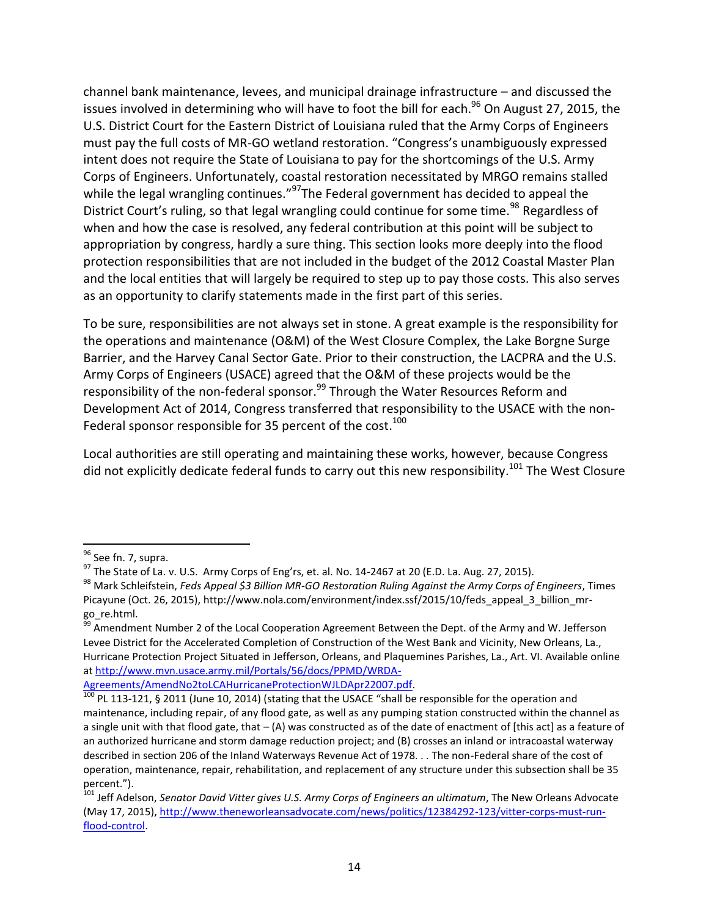channel bank maintenance, levees, and municipal drainage infrastructure – and discussed the issues involved in determining who will have to foot the bill for each.[96] On August 27, 2015, the U.S. District Court for the Eastern District of Louisiana ruled that the Army Corps of Engineers must pay the full costs of MR-GO wetland restoration. "Congress's unambiguously expressed intent does not require the State of Louisiana to pay for the shortcomings of the U.S. Army Corps of Engineers. Unfortunately, coastal restoration necessitated by MRGO remains stalled while the legal wrangling continues."[97]The Federal government has decided to appeal the District Court's ruling, so that legal wrangling could continue for some time.[98] Regardless of when and how the case is resolved, any federal contribution at this point will be subject to appropriation by congress, hardly a sure thing. This section looks more deeply into the flood protection responsibilities that are not included in the budget of the 2012 Coastal Master Plan and the local entities that will largely be required to step up to pay those costs. This also serves as an opportunity to clarify statements made in the first part of this series.

To be sure, responsibilities are not always set in stone. A great example is the responsibility for the operations and maintenance (O&M) of the West Closure Complex, the Lake Borgne Surge Barrier, and the Harvey Canal Sector Gate. Prior to their construction, the LACPRA and the U.S. Army Corps of Engineers (USACE) agreed that the O&M of these projects would be the responsibility of the non-federal sponsor.[99] Through the Water Resources Reform and Development Act of 2014, Congress transferred that responsibility to the USACE with the non-Federal sponsor responsible for 35 percent of the cost.[100]

Local authorities are still operating and maintaining these works, however, because Congress did not explicitly dedicate federal funds to carry out this new responsibility.[101] The West Closure

---

[96] See fn. 7, supra.

[97] The State of La. v. U.S. Army Corps of Eng'rs, et. al. No. 14-2467 at 20 (E.D. La. Aug. 27, 2015).

[98] Mark Schleifstein, *Feds Appeal $3 Billion MR-GO Restoration Ruling Against the Army Corps of Engineers*, Times Picayune (Oct. 26, 2015), http://www.nola.com/environment/index.ssf/2015/10/feds_appeal_3_billion_mr-go_re.html.

[99] Amendment Number 2 of the Local Cooperation Agreement Between the Dept. of the Army and W. Jefferson Levee District for the Accelerated Completion of Construction of the West Bank and Vicinity, New Orleans, La., Hurricane Protection Project Situated in Jefferson, Orleans, and Plaquemines Parishes, La., Art. VI. Available online at http://www.mvn.usace.army.mil/Portals/56/docs/PPMD/WRDA-Agreements/AmendNo2toLCAHurricaneProtectionWJLDApr22007.pdf.

[100] PL 113-121, § 2011 (June 10, 2014) (stating that the USACE "shall be responsible for the operation and maintenance, including repair, of any flood gate, as well as any pumping station constructed within the channel as a single unit with that flood gate, that – (A) was constructed as of the date of enactment of [this act] as a feature of an authorized hurricane and storm damage reduction project; and (B) crosses an inland or intracoastal waterway described in section 206 of the Inland Waterways Revenue Act of 1978. . . The non-Federal share of the cost of operation, maintenance, repair, rehabilitation, and replacement of any structure under this subsection shall be 35 percent.").

[101] Jeff Adelson, *Senator David Vitter gives U.S. Army Corps of Engineers an ultimatum*, The New Orleans Advocate (May 17, 2015), http://www.theneworleansadvocate.com/news/politics/12384292-123/vitter-corps-must-run-flood-control.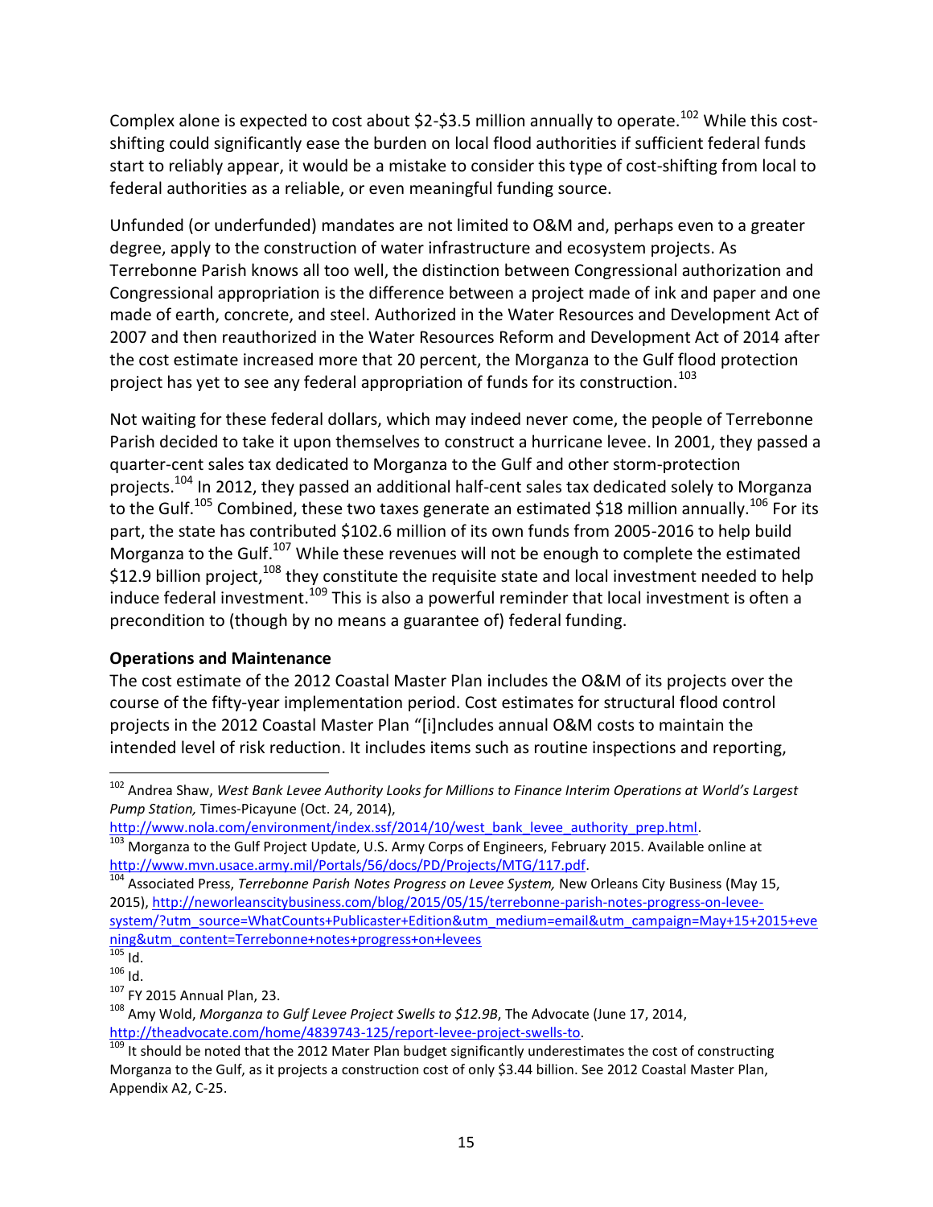Complex alone is expected to cost about $2-$3.5 million annually to operate.[102] While this cost-shifting could significantly ease the burden on local flood authorities if sufficient federal funds start to reliably appear, it would be a mistake to consider this type of cost-shifting from local to federal authorities as a reliable, or even meaningful funding source.

Unfunded (or underfunded) mandates are not limited to O&M and, perhaps even to a greater degree, apply to the construction of water infrastructure and ecosystem projects. As Terrebonne Parish knows all too well, the distinction between Congressional authorization and Congressional appropriation is the difference between a project made of ink and paper and one made of earth, concrete, and steel. Authorized in the Water Resources and Development Act of 2007 and then reauthorized in the Water Resources Reform and Development Act of 2014 after the cost estimate increased more that 20 percent, the Morganza to the Gulf flood protection project has yet to see any federal appropriation of funds for its construction.[103]

Not waiting for these federal dollars, which may indeed never come, the people of Terrebonne Parish decided to take it upon themselves to construct a hurricane levee. In 2001, they passed a quarter-cent sales tax dedicated to Morganza to the Gulf and other storm-protection projects.[104] In 2012, they passed an additional half-cent sales tax dedicated solely to Morganza to the Gulf.[105] Combined, these two taxes generate an estimated $18 million annually.[106] For its part, the state has contributed $102.6 million of its own funds from 2005-2016 to help build Morganza to the Gulf.[107] While these revenues will not be enough to complete the estimated $12.9 billion project,[108] they constitute the requisite state and local investment needed to help induce federal investment.[109] This is also a powerful reminder that local investment is often a precondition to (though by no means a guarantee of) federal funding.

**Operations and Maintenance**

The cost estimate of the 2012 Coastal Master Plan includes the O&M of its projects over the course of the fifty-year implementation period. Cost estimates for structural flood control projects in the 2012 Coastal Master Plan "[i]ncludes annual O&M costs to maintain the intended level of risk reduction. It includes items such as routine inspections and reporting,

---

[102] Andrea Shaw, *West Bank Levee Authority Looks for Millions to Finance Interim Operations at World's Largest Pump Station,* Times-Picayune (Oct. 24, 2014), http://www.nola.com/environment/index.ssf/2014/10/west_bank_levee_authority_prep.html.

[103] Morganza to the Gulf Project Update, U.S. Army Corps of Engineers, February 2015. Available online at http://www.mvn.usace.army.mil/Portals/56/docs/PD/Projects/MTG/117.pdf.

[104] Associated Press, *Terrebonne Parish Notes Progress on Levee System,* New Orleans City Business (May 15, 2015), http://neworleanscitybusiness.com/blog/2015/05/15/terrebonne-parish-notes-progress-on-levee-system/?utm_source=WhatCounts+Publicaster+Edition&utm_medium=email&utm_campaign=May+15+2015+evening&utm_content=Terrebonne+notes+progress+on+levees

[105] Id.

[106] Id.

[107] FY 2015 Annual Plan, 23.

[108] Amy Wold, *Morganza to Gulf Levee Project Swells to $12.9B*, The Advocate (June 17, 2014, http://theadvocate.com/home/4839743-125/report-levee-project-swells-to.

[109] It should be noted that the 2012 Mater Plan budget significantly underestimates the cost of constructing Morganza to the Gulf, as it projects a construction cost of only $3.44 billion. See 2012 Coastal Master Plan, Appendix A2, C-25.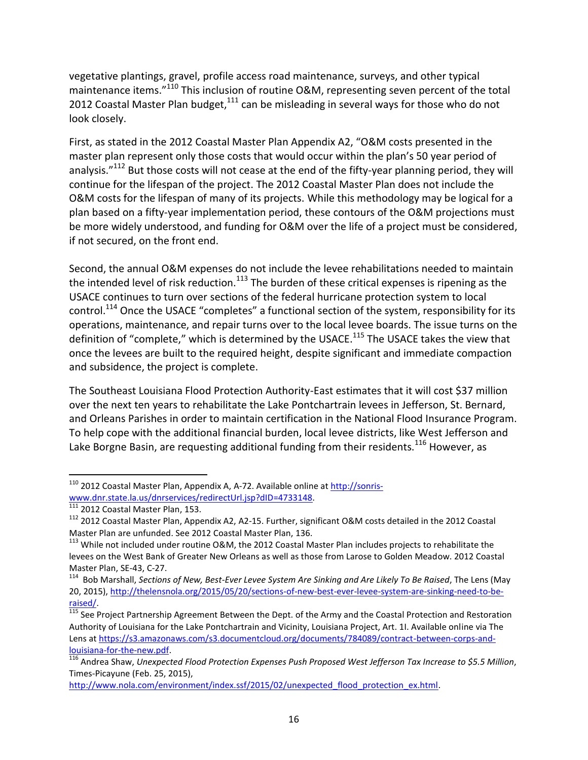vegetative plantings, gravel, profile access road maintenance, surveys, and other typical maintenance items."[110] This inclusion of routine O&M, representing seven percent of the total 2012 Coastal Master Plan budget,[111] can be misleading in several ways for those who do not look closely.

First, as stated in the 2012 Coastal Master Plan Appendix A2, "O&M costs presented in the master plan represent only those costs that would occur within the plan's 50 year period of analysis."[112] But those costs will not cease at the end of the fifty-year planning period, they will continue for the lifespan of the project. The 2012 Coastal Master Plan does not include the O&M costs for the lifespan of many of its projects. While this methodology may be logical for a plan based on a fifty-year implementation period, these contours of the O&M projections must be more widely understood, and funding for O&M over the life of a project must be considered, if not secured, on the front end.

Second, the annual O&M expenses do not include the levee rehabilitations needed to maintain the intended level of risk reduction.[113] The burden of these critical expenses is ripening as the USACE continues to turn over sections of the federal hurricane protection system to local control.[114] Once the USACE "completes" a functional section of the system, responsibility for its operations, maintenance, and repair turns over to the local levee boards. The issue turns on the definition of "complete," which is determined by the USACE.[115] The USACE takes the view that once the levees are built to the required height, despite significant and immediate compaction and subsidence, the project is complete.

The Southeast Louisiana Flood Protection Authority-East estimates that it will cost $37 million over the next ten years to rehabilitate the Lake Pontchartrain levees in Jefferson, St. Bernard, and Orleans Parishes in order to maintain certification in the National Flood Insurance Program. To help cope with the additional financial burden, local levee districts, like West Jefferson and Lake Borgne Basin, are requesting additional funding from their residents.[116] However, as

---

[110] 2012 Coastal Master Plan, Appendix A, A-72. Available online at http://sonris-www.dnr.state.la.us/dnrservices/redirectUrl.jsp?dID=4733148.

[111] 2012 Coastal Master Plan, 153.

[112] 2012 Coastal Master Plan, Appendix A2, A2-15. Further, significant O&M costs detailed in the 2012 Coastal Master Plan are unfunded. See 2012 Coastal Master Plan, 136.

[113] While not included under routine O&M, the 2012 Coastal Master Plan includes projects to rehabilitate the levees on the West Bank of Greater New Orleans as well as those from Larose to Golden Meadow. 2012 Coastal Master Plan, SE-43, C-27.

[114] Bob Marshall, *Sections of New, Best-Ever Levee System Are Sinking and Are Likely To Be Raised*, The Lens (May 20, 2015), http://thelensnola.org/2015/05/20/sections-of-new-best-ever-levee-system-are-sinking-need-to-be-raised/.

[115] See Project Partnership Agreement Between the Dept. of the Army and the Coastal Protection and Restoration Authority of Louisiana for the Lake Pontchartrain and Vicinity, Louisiana Project, Art. 1I. Available online via The Lens at https://s3.amazonaws.com/s3.documentcloud.org/documents/784089/contract-between-corps-and-louisiana-for-the-new.pdf.

[116] Andrea Shaw, *Unexpected Flood Protection Expenses Push Proposed West Jefferson Tax Increase to $5.5 Million*, Times-Picayune (Feb. 25, 2015), http://www.nola.com/environment/index.ssf/2015/02/unexpected_flood_protection_ex.html.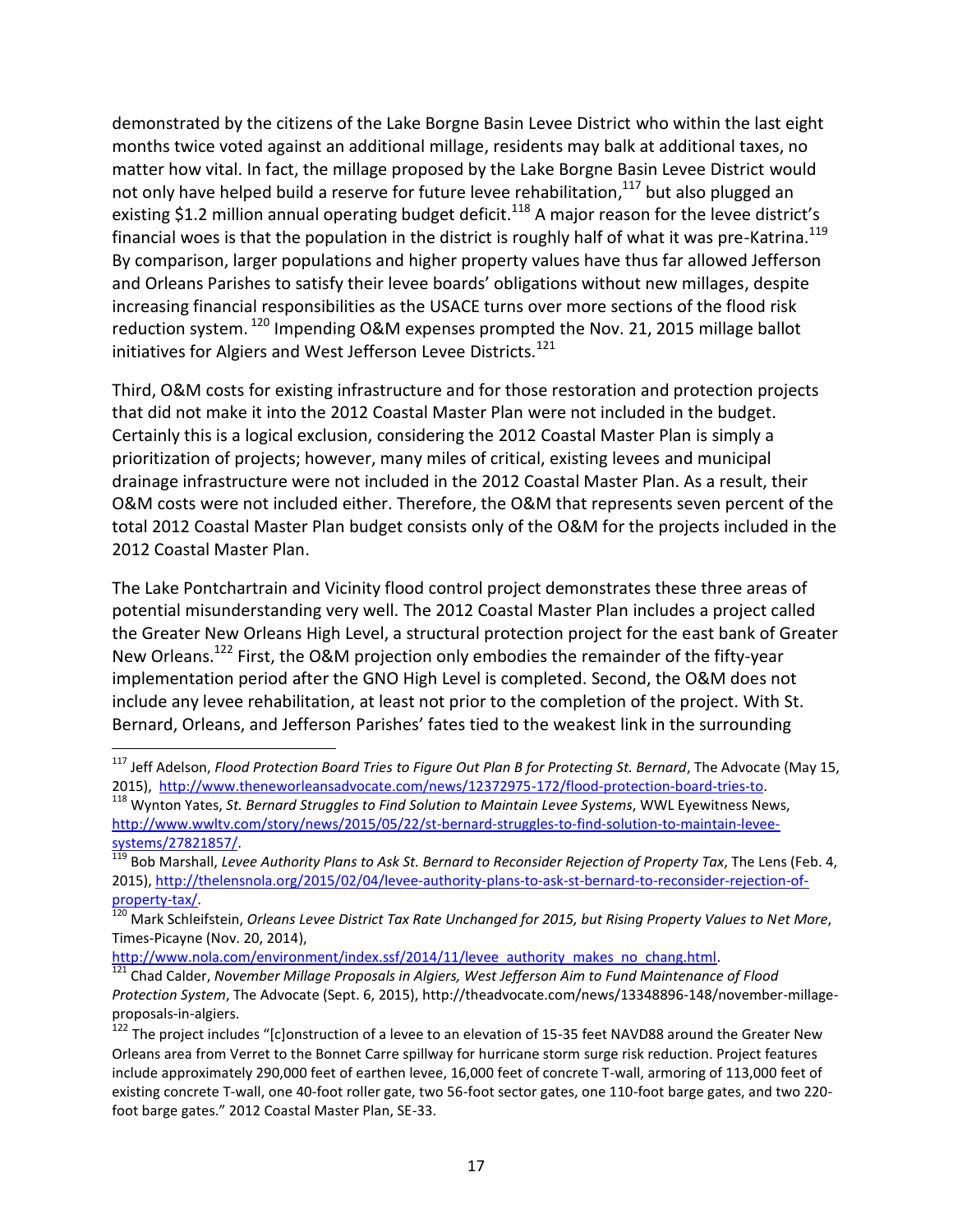demonstrated by the citizens of the Lake Borgne Basin Levee District who within the last eight months twice voted against an additional millage, residents may balk at additional taxes, no matter how vital. In fact, the millage proposed by the Lake Borgne Basin Levee District would not only have helped build a reserve for future levee rehabilitation,[117] but also plugged an existing $1.2 million annual operating budget deficit.[118] A major reason for the levee district's financial woes is that the population in the district is roughly half of what it was pre-Katrina.[119] By comparison, larger populations and higher property values have thus far allowed Jefferson and Orleans Parishes to satisfy their levee boards' obligations without new millages, despite increasing financial responsibilities as the USACE turns over more sections of the flood risk reduction system.[120] Impending O&M expenses prompted the Nov. 21, 2015 millage ballot initiatives for Algiers and West Jefferson Levee Districts.[121]

Third, O&M costs for existing infrastructure and for those restoration and protection projects that did not make it into the 2012 Coastal Master Plan were not included in the budget. Certainly this is a logical exclusion, considering the 2012 Coastal Master Plan is simply a prioritization of projects; however, many miles of critical, existing levees and municipal drainage infrastructure were not included in the 2012 Coastal Master Plan. As a result, their O&M costs were not included either. Therefore, the O&M that represents seven percent of the total 2012 Coastal Master Plan budget consists only of the O&M for the projects included in the 2012 Coastal Master Plan.

The Lake Pontchartrain and Vicinity flood control project demonstrates these three areas of potential misunderstanding very well. The 2012 Coastal Master Plan includes a project called the Greater New Orleans High Level, a structural protection project for the east bank of Greater New Orleans.[122] First, the O&M projection only embodies the remainder of the fifty-year implementation period after the GNO High Level is completed. Second, the O&M does not include any levee rehabilitation, at least not prior to the completion of the project. With St. Bernard, Orleans, and Jefferson Parishes' fates tied to the weakest link in the surrounding

---

[117] Jeff Adelson, *Flood Protection Board Tries to Figure Out Plan B for Protecting St. Bernard*, The Advocate (May 15, 2015), http://www.theneworleansadvocate.com/news/12372975-172/flood-protection-board-tries-to.

[118] Wynton Yates, *St. Bernard Struggles to Find Solution to Maintain Levee Systems*, WWL Eyewitness News, http://www.wwltv.com/story/news/2015/05/22/st-bernard-struggles-to-find-solution-to-maintain-levee-systems/27821857/.

[119] Bob Marshall, *Levee Authority Plans to Ask St. Bernard to Reconsider Rejection of Property Tax*, The Lens (Feb. 4, 2015), http://thelensnola.org/2015/02/04/levee-authority-plans-to-ask-st-bernard-to-reconsider-rejection-of-property-tax/.

[120] Mark Schleifstein, *Orleans Levee District Tax Rate Unchanged for 2015, but Rising Property Values to Net More*, Times-Picayne (Nov. 20, 2014), http://www.nola.com/environment/index.ssf/2014/11/levee_authority_makes_no_chang.html.

[121] Chad Calder, *November Millage Proposals in Algiers, West Jefferson Aim to Fund Maintenance of Flood Protection System*, The Advocate (Sept. 6, 2015), http://theadvocate.com/news/13348896-148/november-millage-proposals-in-algiers.

[122] The project includes "[c]onstruction of a levee to an elevation of 15-35 feet NAVD88 around the Greater New Orleans area from Verret to the Bonnet Carre spillway for hurricane storm surge risk reduction. Project features include approximately 290,000 feet of earthen levee, 16,000 feet of concrete T-wall, armoring of 113,000 feet of existing concrete T-wall, one 40-foot roller gate, two 56-foot sector gates, one 110-foot barge gates, and two 220-foot barge gates." 2012 Coastal Master Plan, SE-33.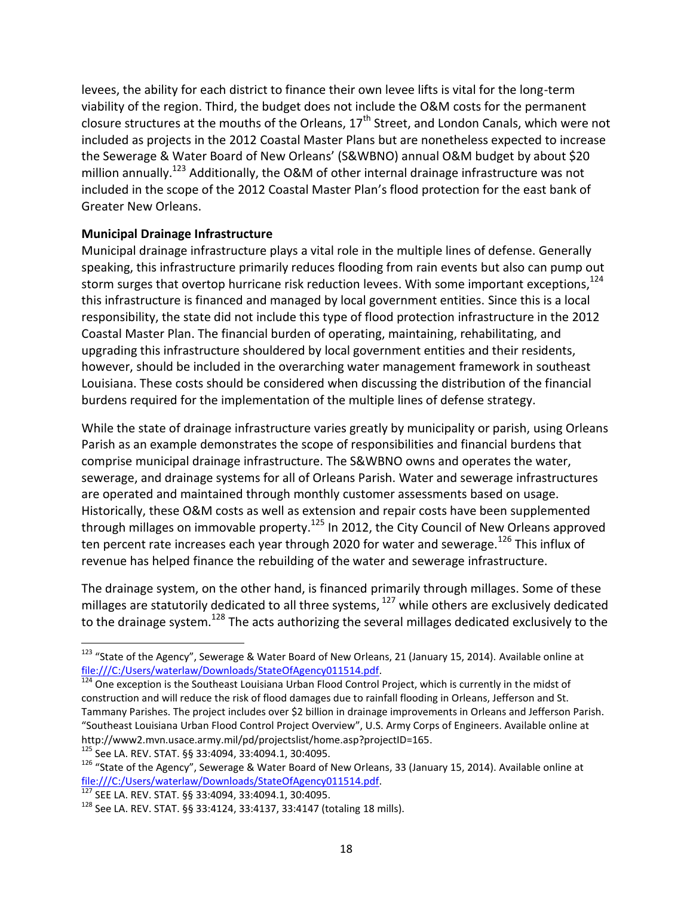levees, the ability for each district to finance their own levee lifts is vital for the long-term viability of the region. Third, the budget does not include the O&M costs for the permanent closure structures at the mouths of the Orleans, 17th Street, and London Canals, which were not included as projects in the 2012 Coastal Master Plans but are nonetheless expected to increase the Sewerage & Water Board of New Orleans' (S&WBNO) annual O&M budget by about $20 million annually.[123] Additionally, the O&M of other internal drainage infrastructure was not included in the scope of the 2012 Coastal Master Plan's flood protection for the east bank of Greater New Orleans.

**Municipal Drainage Infrastructure**

Municipal drainage infrastructure plays a vital role in the multiple lines of defense. Generally speaking, this infrastructure primarily reduces flooding from rain events but also can pump out storm surges that overtop hurricane risk reduction levees. With some important exceptions,[124] this infrastructure is financed and managed by local government entities. Since this is a local responsibility, the state did not include this type of flood protection infrastructure in the 2012 Coastal Master Plan. The financial burden of operating, maintaining, rehabilitating, and upgrading this infrastructure shouldered by local government entities and their residents, however, should be included in the overarching water management framework in southeast Louisiana. These costs should be considered when discussing the distribution of the financial burdens required for the implementation of the multiple lines of defense strategy.

While the state of drainage infrastructure varies greatly by municipality or parish, using Orleans Parish as an example demonstrates the scope of responsibilities and financial burdens that comprise municipal drainage infrastructure. The S&WBNO owns and operates the water, sewerage, and drainage systems for all of Orleans Parish. Water and sewerage infrastructures are operated and maintained through monthly customer assessments based on usage. Historically, these O&M costs as well as extension and repair costs have been supplemented through millages on immovable property.[125] In 2012, the City Council of New Orleans approved ten percent rate increases each year through 2020 for water and sewerage.[126] This influx of revenue has helped finance the rebuilding of the water and sewerage infrastructure.

The drainage system, on the other hand, is financed primarily through millages. Some of these millages are statutorily dedicated to all three systems, [127] while others are exclusively dedicated to the drainage system.[128] The acts authorizing the several millages dedicated exclusively to the

---

[123] "State of the Agency", Sewerage & Water Board of New Orleans, 21 (January 15, 2014). Available online at file:///C:/Users/waterlaw/Downloads/StateOfAgency011514.pdf.

[124] One exception is the Southeast Louisiana Urban Flood Control Project, which is currently in the midst of construction and will reduce the risk of flood damages due to rainfall flooding in Orleans, Jefferson and St. Tammany Parishes. The project includes over $2 billion in drainage improvements in Orleans and Jefferson Parish. "Southeast Louisiana Urban Flood Control Project Overview", U.S. Army Corps of Engineers. Available online at http://www2.mvn.usace.army.mil/pd/projectslist/home.asp?projectID=165.

[125] See LA. REV. STAT. §§ 33:4094, 33:4094.1, 30:4095.

[126] "State of the Agency", Sewerage & Water Board of New Orleans, 33 (January 15, 2014). Available online at file:///C:/Users/waterlaw/Downloads/StateOfAgency011514.pdf.

[127] SEE LA. REV. STAT. §§ 33:4094, 33:4094.1, 30:4095.

[128] See LA. REV. STAT. §§ 33:4124, 33:4137, 33:4147 (totaling 18 mills).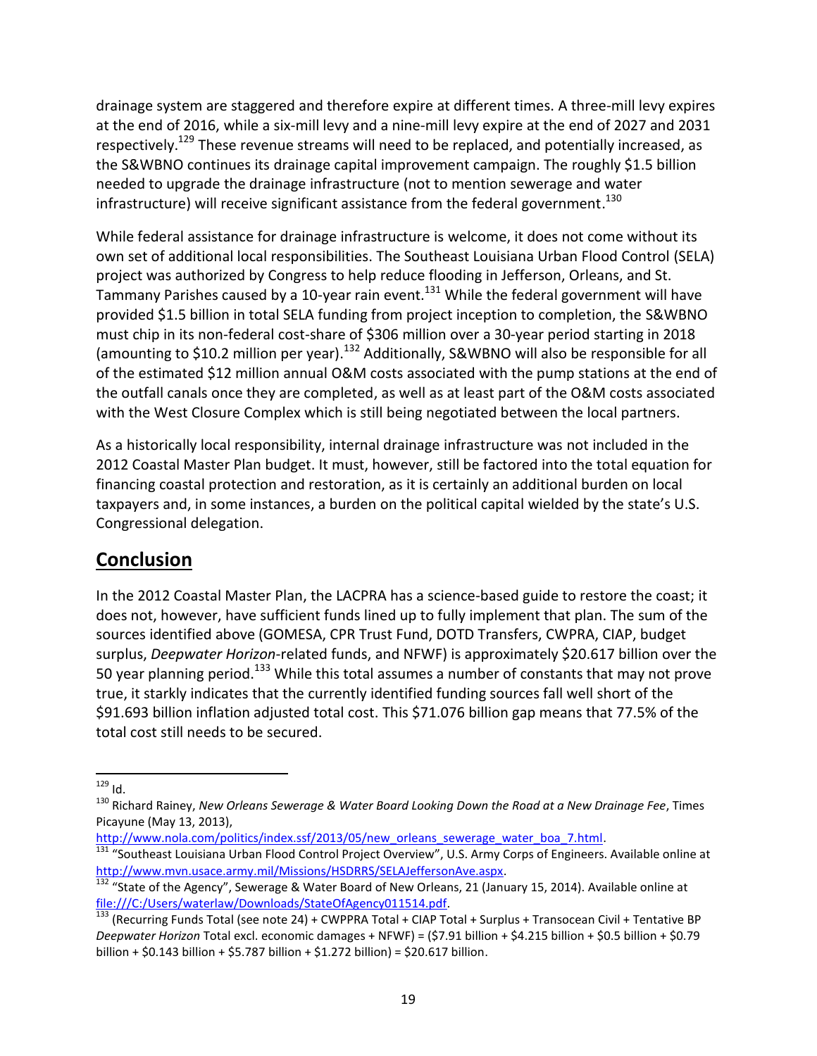drainage system are staggered and therefore expire at different times. A three-mill levy expires at the end of 2016, while a six-mill levy and a nine-mill levy expire at the end of 2027 and 2031 respectively.[129] These revenue streams will need to be replaced, and potentially increased, as the S&WBNO continues its drainage capital improvement campaign. The roughly $1.5 billion needed to upgrade the drainage infrastructure (not to mention sewerage and water infrastructure) will receive significant assistance from the federal government.[130]

While federal assistance for drainage infrastructure is welcome, it does not come without its own set of additional local responsibilities. The Southeast Louisiana Urban Flood Control (SELA) project was authorized by Congress to help reduce flooding in Jefferson, Orleans, and St. Tammany Parishes caused by a 10-year rain event.[131] While the federal government will have provided $1.5 billion in total SELA funding from project inception to completion, the S&WBNO must chip in its non-federal cost-share of $306 million over a 30-year period starting in 2018 (amounting to $10.2 million per year).[132] Additionally, S&WBNO will also be responsible for all of the estimated $12 million annual O&M costs associated with the pump stations at the end of the outfall canals once they are completed, as well as at least part of the O&M costs associated with the West Closure Complex which is still being negotiated between the local partners.

As a historically local responsibility, internal drainage infrastructure was not included in the 2012 Coastal Master Plan budget. It must, however, still be factored into the total equation for financing coastal protection and restoration, as it is certainly an additional burden on local taxpayers and, in some instances, a burden on the political capital wielded by the state's U.S. Congressional delegation.

## Conclusion

In the 2012 Coastal Master Plan, the LACPRA has a science-based guide to restore the coast; it does not, however, have sufficient funds lined up to fully implement that plan. The sum of the sources identified above (GOMESA, CPR Trust Fund, DOTD Transfers, CWPRA, CIAP, budget surplus, *Deepwater Horizon*-related funds, and NFWF) is approximately $20.617 billion over the 50 year planning period.[133] While this total assumes a number of constants that may not prove true, it starkly indicates that the currently identified funding sources fall well short of the $91.693 billion inflation adjusted total cost. This $71.076 billion gap means that 77.5% of the total cost still needs to be secured.

---

[129] Id.

[130] Richard Rainey, *New Orleans Sewerage & Water Board Looking Down the Road at a New Drainage Fee*, Times Picayune (May 13, 2013), http://www.nola.com/politics/index.ssf/2013/05/new_orleans_sewerage_water_boa_7.html.

[131] "Southeast Louisiana Urban Flood Control Project Overview", U.S. Army Corps of Engineers. Available online at http://www.mvn.usace.army.mil/Missions/HSDRRS/SELAJeffersonAve.aspx.

[132] "State of the Agency", Sewerage & Water Board of New Orleans, 21 (January 15, 2014). Available online at file:///C:/Users/waterlaw/Downloads/StateOfAgency011514.pdf.

[133] (Recurring Funds Total (see note 24) + CWPPRA Total + CIAP Total + Surplus + Transocean Civil + Tentative BP *Deepwater Horizon* Total excl. economic damages + NFWF) = ($7.91 billion + $4.215 billion + $0.5 billion + $0.79 billion + $0.143 billion + $5.787 billion + $1.272 billion) = $20.617 billion.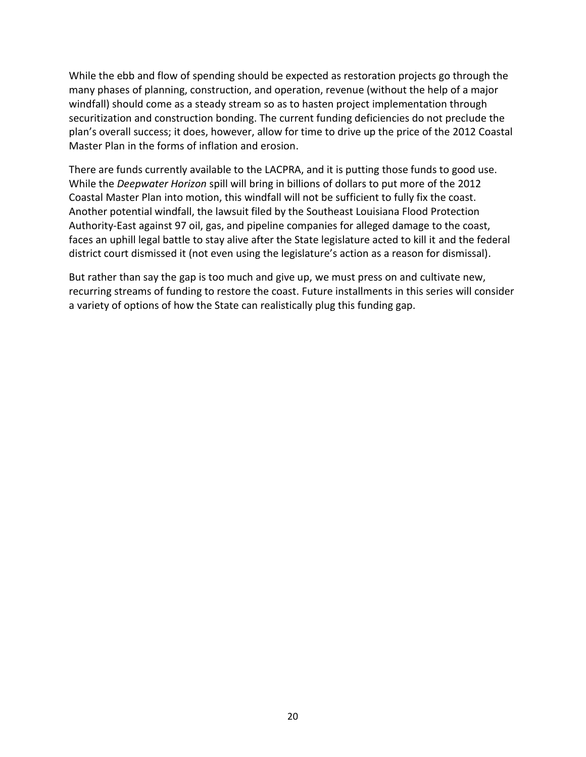While the ebb and flow of spending should be expected as restoration projects go through the many phases of planning, construction, and operation, revenue (without the help of a major windfall) should come as a steady stream so as to hasten project implementation through securitization and construction bonding. The current funding deficiencies do not preclude the plan's overall success; it does, however, allow for time to drive up the price of the 2012 Coastal Master Plan in the forms of inflation and erosion.

There are funds currently available to the LACPRA, and it is putting those funds to good use. While the *Deepwater Horizon* spill will bring in billions of dollars to put more of the 2012 Coastal Master Plan into motion, this windfall will not be sufficient to fully fix the coast. Another potential windfall, the lawsuit filed by the Southeast Louisiana Flood Protection Authority-East against 97 oil, gas, and pipeline companies for alleged damage to the coast, faces an uphill legal battle to stay alive after the State legislature acted to kill it and the federal district court dismissed it (not even using the legislature's action as a reason for dismissal).

But rather than say the gap is too much and give up, we must press on and cultivate new, recurring streams of funding to restore the coast. Future installments in this series will consider a variety of options of how the State can realistically plug this funding gap.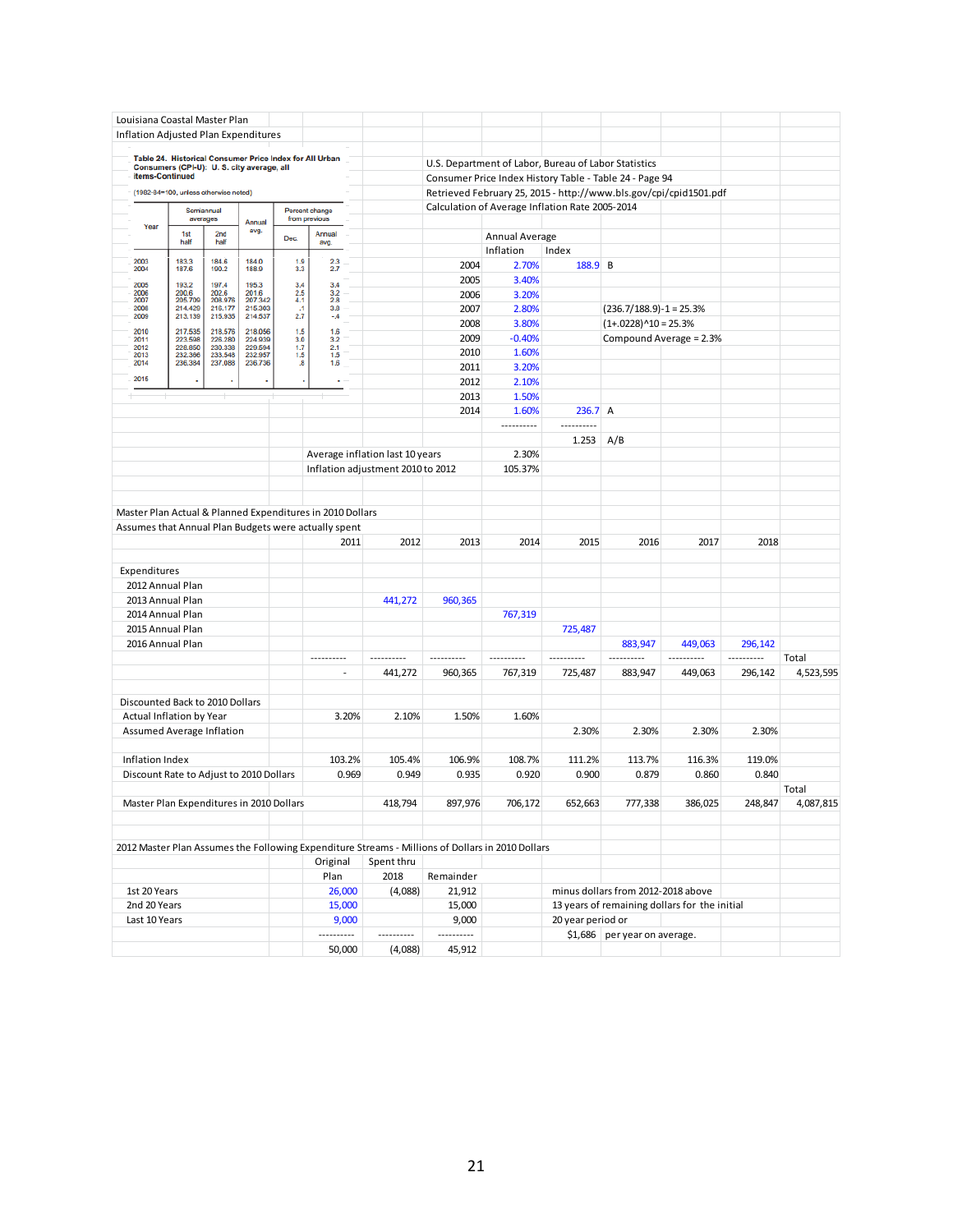Louisiana Coastal Master Plan

Inflation Adjusted Plan Expenditures

**Table 24. Historical Consumer Price Index for All Urban Consumers (CPI-U): U. S. city average, all items-Continued**

(1982-84=100, unless otherwise noted)

| Year | Semiannual averages 1st half | 2nd half | Annual avg. | Percent change from previous Dec. | Annual avg. |
|---|---|---|---|---|---|
| 2003 | 183.3 | 184.6 | 184.0 | 1.9 | 2.3 |
| 2004 | 187.6 | 190.2 | 188.9 | 3.3 | 2.7 |
| 2005 | 193.2 | 197.4 | 195.3 | 3.4 | 3.4 |
| 2006 | 200.6 | 202.6 | 201.6 | 2.5 | 3.2 |
| 2007 | 205.709 | 208.976 | 207.342 | 4.1 | 2.8 |
| 2008 | 214.429 | 216.177 | 215.303 | .1 | 3.8 |
| 2009 | 213.139 | 215.935 | 214.537 | 2.7 | -.4 |
| 2010 | 217.535 | 218.576 | 218.056 | 1.5 | 1.6 |
| 2011 | 223.598 | 226.280 | 224.939 | 3.0 | 3.2 |
| 2012 | 228.850 | 230.338 | 229.594 | 1.7 | 2.1 |
| 2013 | 232.366 | 233.548 | 232.957 | 1.5 | 1.5 |
| 2014 | 236.384 | 237.088 | 236.736 | .8 | 1.6 |
| 2015 | - | - | - | - | - |

U.S. Department of Labor, Bureau of Labor Statistics

Consumer Price Index History Table - Table 24 - Page 94

Retrieved February 25, 2015 - http://www.bls.gov/cpi/cpid1501.pdf

Calculation of Average Inflation Rate 2005-2014

| | Annual Average Inflation | Index | |
|---|---|---|---|
| 2004 | 2.70% | 188.9 | B |
| 2005 | 3.40% | | |
| 2006 | 3.20% | | |
| 2007 | 2.80% | | (236.7/188.9)-1 = 25.3% |
| 2008 | 3.80% | | (1+.0228)^10 = 25.3% |
| 2009 | -0.40% | | Compound Average = 2.3% |
| 2010 | 1.60% | | |
| 2011 | 3.20% | | |
| 2012 | 2.10% | | |
| 2013 | 1.50% | | |
| 2014 | 1.60% | 236.7 | A |
| | ---------- | ---------- | |
| | | 1.253 | A/B |

| | |
|---|---|
| Average inflation last 10 years | 2.30% |
| Inflation adjustment 2010 to 2012 | 105.37% |

Master Plan Actual & Planned Expenditures in 2010 Dollars

Assumes that Annual Plan Budgets were actually spent

| | 2011 | 2012 | 2013 | 2014 | 2015 | 2016 | 2017 | 2018 | |
|---|---|---|---|---|---|---|---|---|---|
| **Expenditures** | | | | | | | | | |
| 2012 Annual Plan | | | | | | | | | |
| 2013 Annual Plan | | 441,272 | 960,365 | | | | | | |
| 2014 Annual Plan | | | | 767,319 | | | | | |
| 2015 Annual Plan | | | | | 725,487 | | | | |
| 2016 Annual Plan | | | | | | 883,947 | 449,063 | 296,142 | |
| | ---------- | ---------- | ---------- | ---------- | ---------- | ---------- | ---------- | ---------- | Total |
| | - | 441,272 | 960,365 | 767,319 | 725,487 | 883,947 | 449,063 | 296,142 | 4,523,595 |
| **Discounted Back to 2010 Dollars** | | | | | | | | | |
| Actual Inflation by Year | 3.20% | 2.10% | 1.50% | 1.60% | | | | | |
| Assumed Average Inflation | | | | | 2.30% | 2.30% | 2.30% | 2.30% | |
| Inflation Index | 103.2% | 105.4% | 106.9% | 108.7% | 111.2% | 113.7% | 116.3% | 119.0% | |
| Discount Rate to Adjust to 2010 Dollars | 0.969 | 0.949 | 0.935 | 0.920 | 0.900 | 0.879 | 0.860 | 0.840 | |
| | | | | | | | | | Total |
| Master Plan Expenditures in 2010 Dollars | | 418,794 | 897,976 | 706,172 | 652,663 | 777,338 | 386,025 | 248,847 | 4,087,815 |

2012 Master Plan Assumes the Following Expenditure Streams - Millions of Dollars in 2010 Dollars

| | Original Plan | Spent thru 2018 | Remainder |
|---|---|---|---|
| 1st 20 Years | 26,000 | (4,088) | 21,912 |
| 2nd 20 Years | 15,000 | | 15,000 |
| Last 10 Years | 9,000 | | 9,000 |
| | ---------- | ---------- | ---------- |
| | 50,000 | (4,088) | 45,912 |

minus dollars from 2012-2018 above

13 years of remaining dollars for the initial

20 year period or

$1,686 per year on average.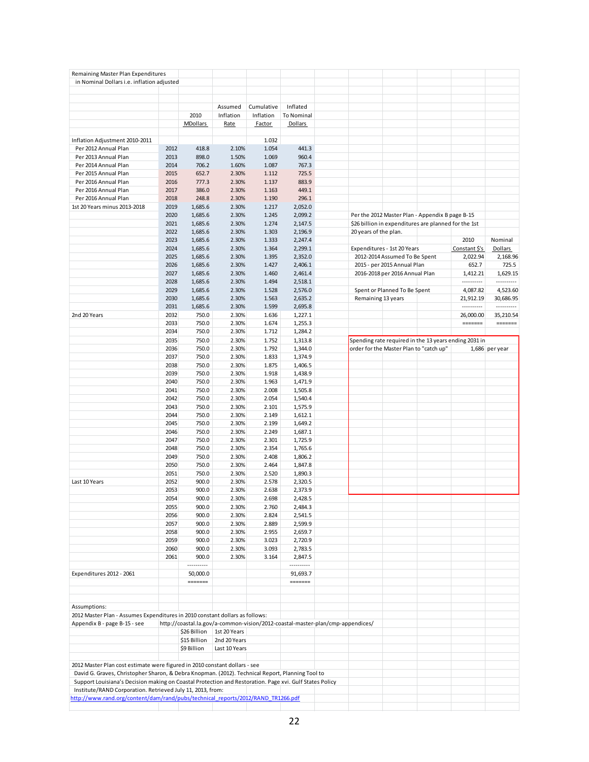Remaining Master Plan Expenditures
in Nominal Dollars i.e. inflation adjusted

| | | 2010 MDollars | Assumed Inflation Rate | Cumulative Inflation Factor | Inflated To Nominal Dollars |
|---|---|---|---|---|---|
| Inflation Adjustment 2010-2011 | | | | 1.032 | |
| Per 2012 Annual Plan | 2012 | 418.8 | 2.10% | 1.054 | 441.3 |
| Per 2013 Annual Plan | 2013 | 898.0 | 1.50% | 1.069 | 960.4 |
| Per 2014 Annual Plan | 2014 | 706.2 | 1.60% | 1.087 | 767.3 |
| Per 2015 Annual Plan | 2015 | 652.7 | 2.30% | 1.112 | 725.5 |
| Per 2016 Annual Plan | 2016 | 777.3 | 2.30% | 1.137 | 883.9 |
| Per 2016 Annual Plan | 2017 | 386.0 | 2.30% | 1.163 | 449.1 |
| Per 2016 Annual Plan | 2018 | 248.8 | 2.30% | 1.190 | 296.1 |
| 1st 20 Years minus 2013-2018 | 2019 | 1,685.6 | 2.30% | 1.217 | 2,052.0 |
| | 2020 | 1,685.6 | 2.30% | 1.245 | 2,099.2 |
| | 2021 | 1,685.6 | 2.30% | 1.274 | 2,147.5 |
| | 2022 | 1,685.6 | 2.30% | 1.303 | 2,196.9 |
| | 2023 | 1,685.6 | 2.30% | 1.333 | 2,247.4 |
| | 2024 | 1,685.6 | 2.30% | 1.364 | 2,299.1 |
| | 2025 | 1,685.6 | 2.30% | 1.395 | 2,352.0 |
| | 2026 | 1,685.6 | 2.30% | 1.427 | 2,406.1 |
| | 2027 | 1,685.6 | 2.30% | 1.460 | 2,461.4 |
| | 2028 | 1,685.6 | 2.30% | 1.494 | 2,518.1 |
| | 2029 | 1,685.6 | 2.30% | 1.528 | 2,576.0 |
| | 2030 | 1,685.6 | 2.30% | 1.563 | 2,635.2 |
| | 2031 | 1,685.6 | 2.30% | 1.599 | 2,695.8 |
| 2nd 20 Years | 2032 | 750.0 | 2.30% | 1.636 | 1,227.1 |
| | 2033 | 750.0 | 2.30% | 1.674 | 1,255.3 |
| | 2034 | 750.0 | 2.30% | 1.712 | 1,284.2 |
| | 2035 | 750.0 | 2.30% | 1.752 | 1,313.8 |
| | 2036 | 750.0 | 2.30% | 1.792 | 1,344.0 |
| | 2037 | 750.0 | 2.30% | 1.833 | 1,374.9 |
| | 2038 | 750.0 | 2.30% | 1.875 | 1,406.5 |
| | 2039 | 750.0 | 2.30% | 1.918 | 1,438.9 |
| | 2040 | 750.0 | 2.30% | 1.963 | 1,471.9 |
| | 2041 | 750.0 | 2.30% | 2.008 | 1,505.8 |
| | 2042 | 750.0 | 2.30% | 2.054 | 1,540.4 |
| | 2043 | 750.0 | 2.30% | 2.101 | 1,575.9 |
| | 2044 | 750.0 | 2.30% | 2.149 | 1,612.1 |
| | 2045 | 750.0 | 2.30% | 2.199 | 1,649.2 |
| | 2046 | 750.0 | 2.30% | 2.249 | 1,687.1 |
| | 2047 | 750.0 | 2.30% | 2.301 | 1,725.9 |
| | 2048 | 750.0 | 2.30% | 2.354 | 1,765.6 |
| | 2049 | 750.0 | 2.30% | 2.408 | 1,806.2 |
| | 2050 | 750.0 | 2.30% | 2.464 | 1,847.8 |
| | 2051 | 750.0 | 2.30% | 2.520 | 1,890.3 |
| Last 10 Years | 2052 | 900.0 | 2.30% | 2.578 | 2,320.5 |
| | 2053 | 900.0 | 2.30% | 2.638 | 2,373.9 |
| | 2054 | 900.0 | 2.30% | 2.698 | 2,428.5 |
| | 2055 | 900.0 | 2.30% | 2.760 | 2,484.3 |
| | 2056 | 900.0 | 2.30% | 2.824 | 2,541.5 |
| | 2057 | 900.0 | 2.30% | 2.889 | 2,599.9 |
| | 2058 | 900.0 | 2.30% | 2.955 | 2,659.7 |
| | 2059 | 900.0 | 2.30% | 3.023 | 2,720.9 |
| | 2060 | 900.0 | 2.30% | 3.093 | 2,783.5 |
| | 2061 | 900.0 | 2.30% | 3.164 | 2,847.5 |
| | | ---------- | | | ---------- |
| Expenditures 2012 - 2061 | | 50,000.0 | | | 91,693.7 |
| | | ======= | | | ======= |

Per the 2012 Master Plan - Appendix B page B-15
$26 billion in expenditures are planned for the 1st 20 years of the plan.

| | 2010 Constant $'s | Nominal Dollars |
|---|---|---|
| Expenditures - 1st 20 Years | | |
| 2012-2014 Assumed To Be Spent | 2,022.94 | 2,168.96 |
| 2015 - per 2015 Annual Plan | 652.7 | 725.5 |
| 2016-2018 per 2016 Annual Plan | 1,412.21 | 1,629.15 |
| | ---------- | ---------- |
| Spent or Planned To Be Spent | 4,087.82 | 4,523.60 |
| Remaining 13 years | 21,912.19 | 30,686.95 |
| | ---------- | ---------- |
| | 26,000.00 | 35,210.54 |
| | ======= | ======= |

Spending rate required in the 13 years ending 2031 in order for the Master Plan to "catch up" 1,686 per year

Assumptions:

2012 Master Plan - Assumes Expenditures in 2010 constant dollars as follows:

Appendix B - page B-15 - see http://coastal.la.gov/a-common-vision/2012-coastal-master-plan/cmp-appendices/

| | |
|---|---|
| $26 Billion | 1st 20 Years |
| $15 Billion | 2nd 20 Years |
| $9 Billion | Last 10 Years |

2012 Master Plan cost estimate were figured in 2010 constant dollars - see
David G. Graves, Christopher Sharon, & Debra Knopman. (2012). Technical Report, Planning Tool to Support Louisiana's Decision making on Coastal Protection and Restoration. Page xvi. Gulf States Policy Institute/RAND Corporation. Retrieved July 11, 2013, from:
http://www.rand.org/content/dam/rand/pubs/technical_reports/2012/RAND_TR1266.pdf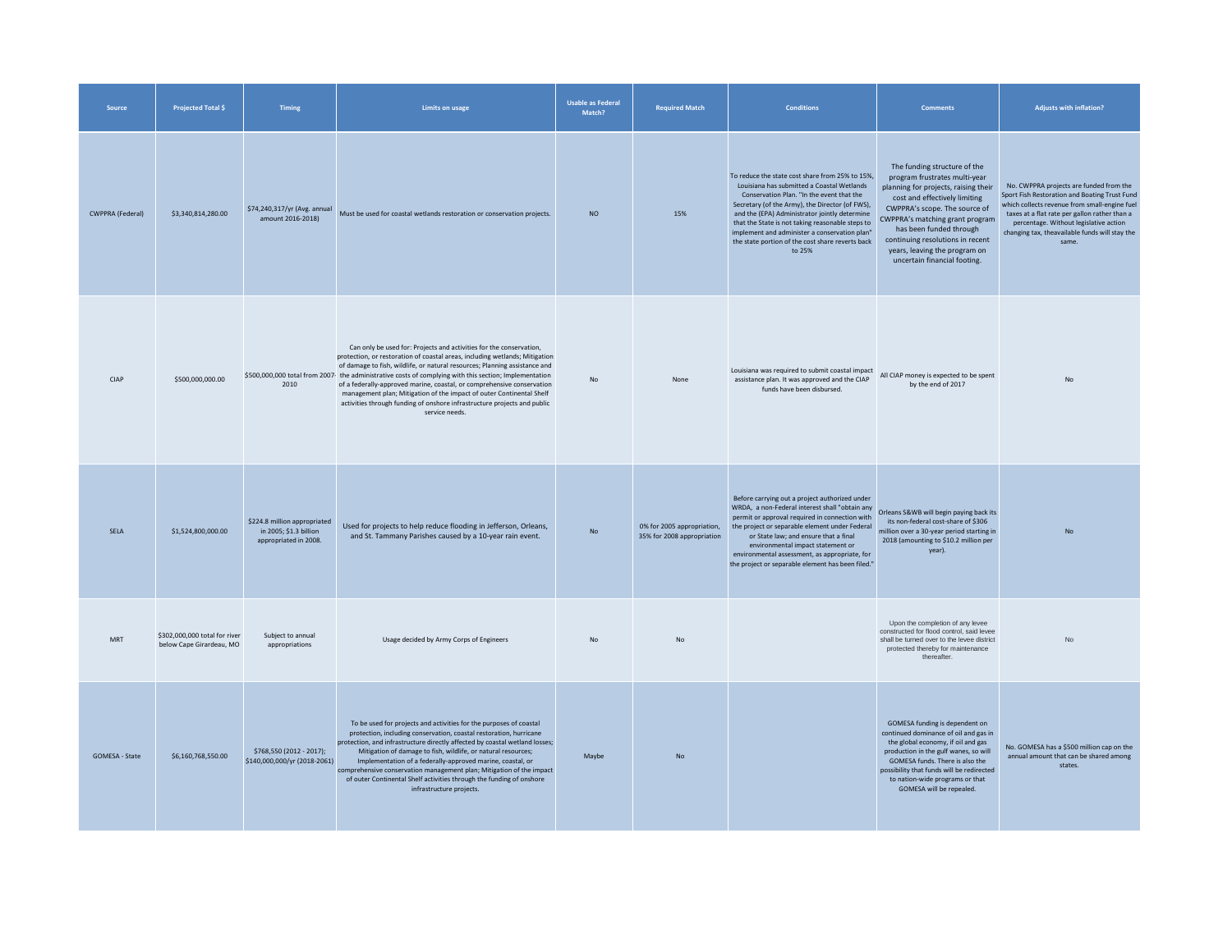| Source | Projected Total $ | Timing | Limits on usage | Usable as Federal Match? | Required Match | Conditions | Comments | Adjusts with inflation? |
|---|---|---|---|---|---|---|---|---|
| CWPPRA (Federal) | $3,340,814,280.00 | $74,240,317/yr (Avg. annual amount 2016-2018) | Must be used for coastal wetlands restoration or conservation projects. | NO | 15% | To reduce the state cost share from 25% to 15%, Louisiana has submitted a Coastal Wetlands Conservation Plan. "In the event that the Secretary (of the Army), the Director (of FWS), and the (EPA) Administrator jointly determine that the State is not taking reasonable steps to implement and administer a conservation plan" the state portion of the cost share reverts back to 25% | The funding structure of the program frustrates multi-year planning for projects, raising their cost and effectively limiting CWPPRA's scope. The source of CWPPRA's matching grant program has been funded through continuing resolutions in recent years, leaving the program on uncertain financial footing. | No. CWPPRA projects are funded from the Sport Fish Restoration and Boating Trust Fund which collects revenue from small-engine fuel taxes at a flat rate per gallon rather than a percentage. Without legislative action changing tax, theavailable funds will stay the same. |
| CIAP | $500,000,000.00 | $500,000,000 total from 2007-2010 | Can only be used for: Projects and activities for the conservation, protection, or restoration of coastal areas, including wetlands; Mitigation of damage to fish, wildlife, or natural resources; Planning assistance and the administrative costs of complying with this section; Implementation of a federally-approved marine, coastal, or comprehensive conservation management plan; Mitigation of the impact of outer Continental Shelf activities through funding of onshore infrastructure projects and public service needs. | No | None | Louisiana was required to submit coastal impact assistance plan. It was approved and the CIAP funds have been disbursed. | All CIAP money is expected to be spent by the end of 2017 | No |
| SELA | $1,524,800,000.00 | $224.8 million appropriated in 2005; $1.3 billion appropriated in 2008. | Used for projects to help reduce flooding in Jefferson, Orleans, and St. Tammany Parishes caused by a 10-year rain event. | No | 0% for 2005 appropriation, 35% for 2008 appropriation | Before carrying out a project authorized under WRDA, a non-Federal interest shall "obtain any permit or approval required in connection with the project or separable element under Federal or State law; and ensure that a final environmental impact statement or environmental assessment, as appropriate, for the project or separable element has been filed." | Orleans S&WB will begin paying back its its non-federal cost-share of $306 million over a 30-year period starting in 2018 (amounting to $10.2 million per year). | No |
| MRT | $302,000,000 total for river below Cape Girardeau, MO | Subject to annual appropriations | Usage decided by Army Corps of Engineers | No | No | | Upon the completion of any levee constructed for flood control, said levee shall be turned over to the levee district protected thereby for maintenance thereafter. | No |
| GOMESA - State | $6,160,768,550.00 | $768,550 (2012 - 2017); $140,000,000/yr (2018-2061) | To be used for projects and activities for the purposes of coastal protection, including conservation, coastal restoration, hurricane protection, and infrastructure directly affected by coastal wetland losses; Mitigation of damage to fish, wildlife, or natural resources; Implementation of a federally-approved marine, coastal, or comprehensive conservation management plan; Mitigation of the impact of outer Continental Shelf activities through the funding of onshore infrastructure projects. | Maybe | No | | GOMESA funding is dependent on continued dominance of oil and gas in the global economy, if oil and gas production in the gulf wanes, so will GOMESA funds. There is also the possibility that funds will be redirected to nation-wide programs or that GOMESA will be repealed. | No. GOMESA has a $500 million cap on the annual amount that can be shared among states. |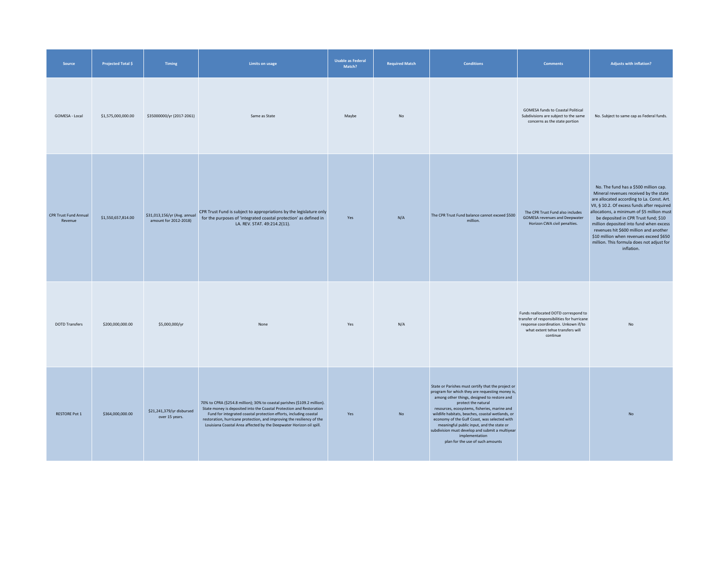| Source | Projected Total $ | Timing | Limits on usage | Usable as Federal Match? | Required Match | Conditions | Comments | Adjusts with inflation? |
|---|---|---|---|---|---|---|---|---|
| GOMESA - Local | $1,575,000,000.00 | $35000000/yr (2017-2061) | Same as State | Maybe | No | | GOMESA funds to Coastal Political Subdivisions are subject to the same concerns as the state portion | No. Subject to same cap as Federal funds. |
| CPR Trust Fund Annual Revenue | $1,550,657,814.00 | $31,013,156/yr (Avg. annual amount for 2012-2018) | CPR Trust Fund is subject to appropriations by the legislature only for the purposes of 'integrated coastal protection' as defined in LA. REV. STAT. 49:214.2(11). | Yes | N/A | The CPR Trust Fund balance cannot exceed $500 million. | The CPR Trust Fund also includes GOMESA revenues and Deepwater Horizon CWA civil penalties. | No. The fund has a $500 million cap. Mineral revenues received by the state are allocated according to La. Const. Art. VII, § 10.2. Of excess funds after required allocations, a minimum of $5 million must be deposited in CPR Trust fund; $10 million deposited into fund when excess revenues hit $600 million and another $10 million when revenues exceed $650 million. This formula does not adjust for inflation. |
| DOTD Transfers | $200,000,000.00 | $5,000,000/yr | None | Yes | N/A | | Funds reallocated DOTD correspond to transfer of responsibilities for hurricane response coordination. Unkown if/to what extent tehse transfers will continue | No |
| RESTORE Pot 1 | $364,000,000.00 | $21,241,379/yr disbursed over 15 years. | 70% to CPRA ($254.8 million); 30% to coastal parishes ($109.2 million). State money is deposited into the Coastal Protection and Restoration Fund for integrated coastal protection efforts, including coastal restoration, hurricane protection, and improving the resiliency of the Louisiana Coastal Area affected by the Deepwater Horizon oil spill. | Yes | No | State or Parishes must certify that the project or program for which they are requesting money is, among other things, designed to restore and protect the natural resources, ecosystems, fisheries, marine and wildlife habitats, beaches, coastal wetlands, or economy of the Gulf Coast, was selected with meaningful public input, and the state or subdivision must develop and submit a multiyear implementation plan for the use of such amounts | | No |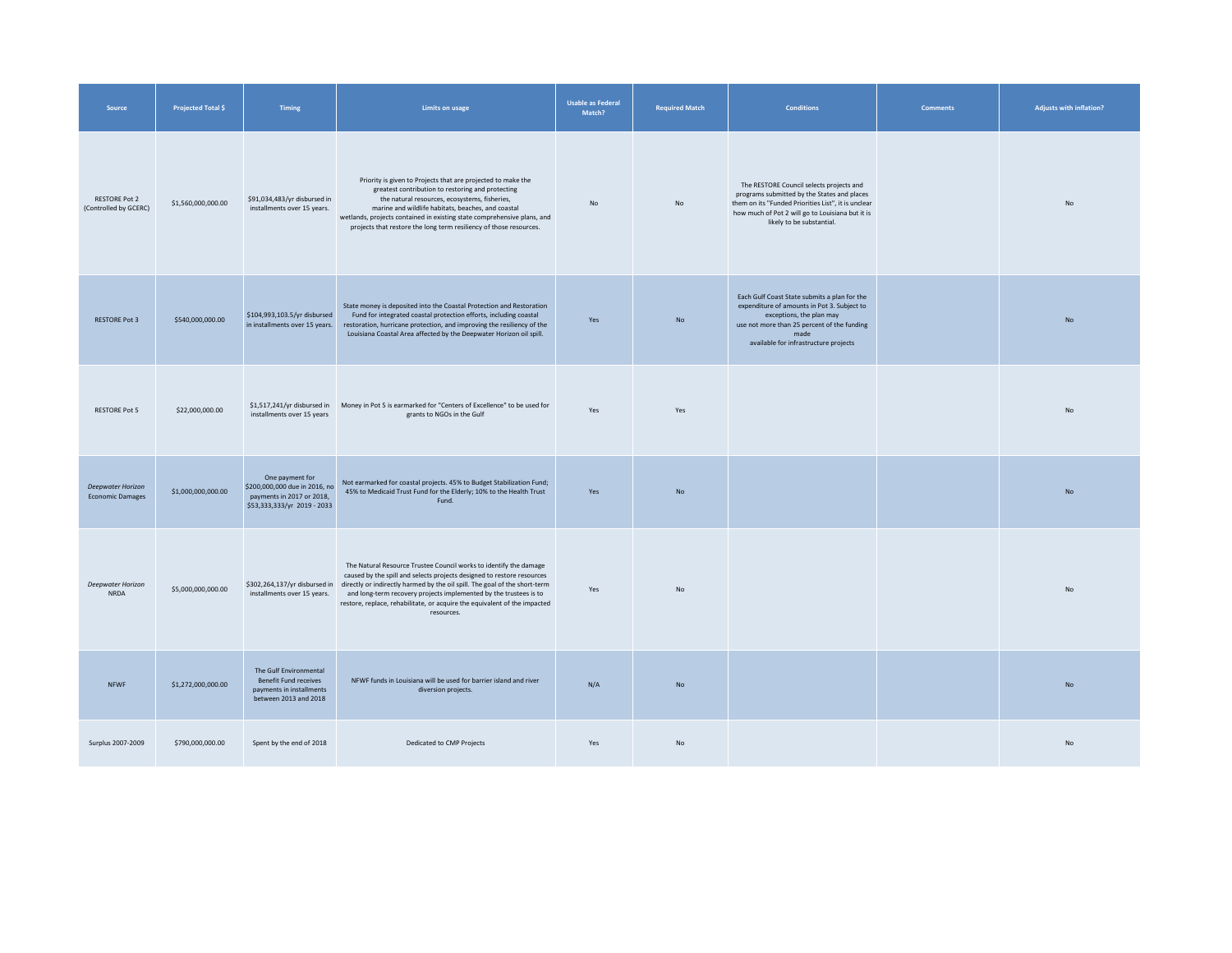| Source | Projected Total $ | Timing | Limits on usage | Usable as Federal Match? | Required Match | Conditions | Comments | Adjusts with inflation? |
|---|---|---|---|---|---|---|---|---|
| RESTORE Pot 2 (Controlled by GCERC) | $1,560,000,000.00 | $91,034,483/yr disbursed in installments over 15 years. | Priority is given to Projects that are projected to make the greatest contribution to restoring and protecting the natural resources, ecosystems, fisheries, marine and wildlife habitats, beaches, and coastal wetlands, projects contained in existing state comprehensive plans, and projects that restore the long term resiliency of those resources. | No | No | The RESTORE Council selects projects and programs submitted by the States and places them on its "Funded Priorities List", it is unclear how much of Pot 2 will go to Louisiana but it is likely to be substantial. | | No |
| RESTORE Pot 3 | $540,000,000.00 | $104,993,103.5/yr disbursed in installments over 15 years. | State money is deposited into the Coastal Protection and Restoration Fund for integrated coastal protection efforts, including coastal restoration, hurricane protection, and improving the resiliency of the Louisiana Coastal Area affected by the Deepwater Horizon oil spill. | Yes | No | Each Gulf Coast State submits a plan for the expenditure of amounts in Pot 3. Subject to exceptions, the plan may use not more than 25 percent of the funding made available for infrastructure projects | | No |
| RESTORE Pot 5 | $22,000,000.00 | $1,517,241/yr disbursed in installments over 15 years | Money in Pot 5 is earmarked for "Centers of Excellence" to be used for grants to NGOs in the Gulf | Yes | Yes | | | No |
| *Deepwater Horizon* Economic Damages | $1,000,000,000.00 | One payment for $200,000,000 due in 2016, no payments in 2017 or 2018, $53,333,333/yr 2019 - 2033 | Not earmarked for coastal projects. 45% to Budget Stabilization Fund; 45% to Medicaid Trust Fund for the Elderly; 10% to the Health Trust Fund. | Yes | No | | | No |
| *Deepwater Horizon* NRDA | $5,000,000,000.00 | $302,264,137/yr disbursed in installments over 15 years. | The Natural Resource Trustee Council works to identify the damage caused by the spill and selects projects designed to restore resources directly or indirectly harmed by the oil spill. The goal of the short-term and long-term recovery projects implemented by the trustees is to restore, replace, rehabilitate, or acquire the equivalent of the impacted resources. | Yes | No | | | No |
| NFWF | $1,272,000,000.00 | The Gulf Environmental Benefit Fund receives payments in installments between 2013 and 2018 | NFWF funds in Louisiana will be used for barrier island and river diversion projects. | N/A | No | | | No |
| Surplus 2007-2009 | $790,000,000.00 | Spent by the end of 2018 | Dedicated to CMP Projects | Yes | No | | | No |